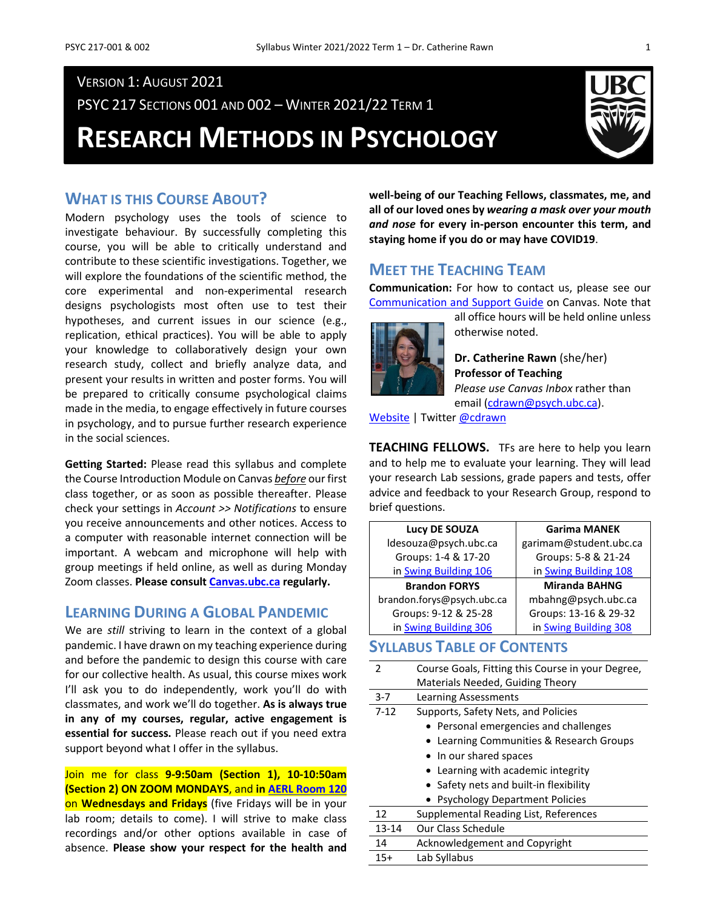VERSION 1: AUGUST 2021

PSYC 217 SECTIONS 001 AND 002 – WINTER 2021/22 TERM 1

# RESEARCH METHODS IN PSYCHOLOGY

## WHAT IS THIS COURSE ABOUT?

Modern psychology uses the tools of science to investigate behaviour. By successfully completing this course, you will be able to critically understand and contribute to these scientific investigations. Together, we will explore the foundations of the scientific method, the core experimental and non-experimental research designs psychologists most often use to test their hypotheses, and current issues in our science (e.g., replication, ethical practices). You will be able to apply your knowledge to collaboratively design your own research study, collect and briefly analyze data, and present your results in written and poster forms. You will be prepared to critically consume psychological claims made in the media, to engage effectively in future courses in psychology, and to pursue further research experience in the social sciences.

**Getting Started:** Please read this syllabus and complete the Course Introduction Module on Canvas *before* our first class together, or as soon as possible thereafter. Please check your settings in *Account >> Notifications* to ensure you receive announcements and other notices. Access to a computer with reasonable internet connection will be important. A webcam and microphone will help with group meetings if held online, as well as during Monday Zoom classes. **Please consult Canvas.ubc.ca regularly.**

## LEARNING DURING A GLOBAL PANDEMIC

We are *still* striving to learn in the context of a global pandemic. I have drawn on my teaching experience during and before the pandemic to design this course with care for our collective health. As usual, this course mixes work I'll ask you to do independently, work you'll do with classmates, and work we'll do together. **As is always true in any of my courses, regular, active engagement is essential for success.** Please reach out if you need extra support beyond what I offer in the syllabus.

Join me for class **9-9:50am (Section 1), 10-10:50am (Section 2) ON ZOOM MONDAYS**, and **in AERL Room 120** on **Wednesdays and Fridays** (five Fridays will be in your lab room; details to come). I will strive to make class recordings and/or other options available in case of absence. **Please show your respect for the health and well-being of our Teaching Fellows, classmates, me, and all of our loved ones by *wearing a mask over your mouth and nose* for every in-person encounter this term, and staying home if you do or may have COVID19.**

## MEET THE TEACHING TEAM

**Communication:** For how to contact us, please see our Communication and Support Guide on Canvas. Note that all office hours will be held online unless otherwise noted.

**Dr. Catherine Rawn** (she/her)
**Professor of Teaching**
*Please use Canvas Inbox* rather than email (cdrawn@psych.ubc.ca).
Website | Twitter @cdrawn

**TEACHING FELLOWS.** TFs are here to help you learn and to help me to evaluate your learning. They will lead your research Lab sessions, grade papers and tests, offer advice and feedback to your Research Group, respond to brief questions.

| Lucy DE SOUZA | Garima MANEK |
|---|---|
| ldesouza@psych.ubc.ca<br>Groups: 1-4 & 17-20<br>in Swing Building 106 | garimam@student.ubc.ca<br>Groups: 5-8 & 21-24<br>in Swing Building 108 |
| **Brandon FORYS** | **Miranda BAHNG** |
| brandon.forys@psych.ubc.ca<br>Groups: 9-12 & 25-28<br>in Swing Building 306 | mbahng@psych.ubc.ca<br>Groups: 13-16 & 29-32<br>in Swing Building 308 |

## SYLLABUS TABLE OF CONTENTS

| Page | Section |
|---|---|
| 2 | Course Goals, Fitting this Course in your Degree, Materials Needed, Guiding Theory |
| 3-7 | Learning Assessments |
| 7-12 | Supports, Safety Nets, and Policies<br>• Personal emergencies and challenges<br>• Learning Communities & Research Groups<br>• In our shared spaces<br>• Learning with academic integrity<br>• Safety nets and built-in flexibility<br>• Psychology Department Policies |
| 12 | Supplemental Reading List, References |
| 13-14 | Our Class Schedule |
| 14 | Acknowledgement and Copyright |
| 15+ | Lab Syllabus |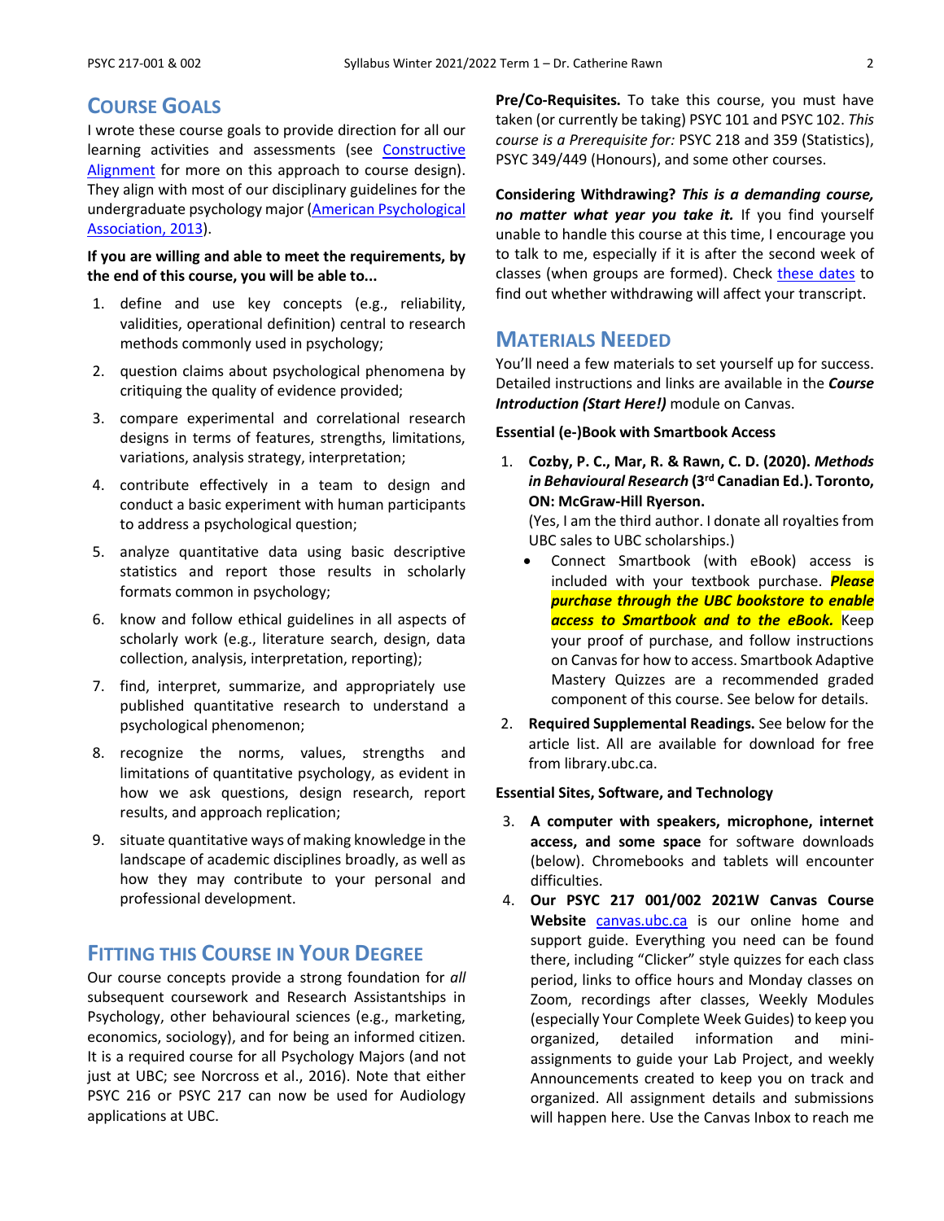## Course Goals

I wrote these course goals to provide direction for all our learning activities and assessments (see Constructive Alignment for more on this approach to course design). They align with most of our disciplinary guidelines for the undergraduate psychology major (American Psychological Association, 2013).

**If you are willing and able to meet the requirements, by the end of this course, you will be able to...**

1. define and use key concepts (e.g., reliability, validities, operational definition) central to research methods commonly used in psychology;
2. question claims about psychological phenomena by critiquing the quality of evidence provided;
3. compare experimental and correlational research designs in terms of features, strengths, limitations, variations, analysis strategy, interpretation;
4. contribute effectively in a team to design and conduct a basic experiment with human participants to address a psychological question;
5. analyze quantitative data using basic descriptive statistics and report those results in scholarly formats common in psychology;
6. know and follow ethical guidelines in all aspects of scholarly work (e.g., literature search, design, data collection, analysis, interpretation, reporting);
7. find, interpret, summarize, and appropriately use published quantitative research to understand a psychological phenomenon;
8. recognize the norms, values, strengths and limitations of quantitative psychology, as evident in how we ask questions, design research, report results, and approach replication;
9. situate quantitative ways of making knowledge in the landscape of academic disciplines broadly, as well as how they may contribute to your personal and professional development.

## Fitting this Course in Your Degree

Our course concepts provide a strong foundation for *all* subsequent coursework and Research Assistantships in Psychology, other behavioural sciences (e.g., marketing, economics, sociology), and for being an informed citizen. It is a required course for all Psychology Majors (and not just at UBC; see Norcross et al., 2016). Note that either PSYC 216 or PSYC 217 can now be used for Audiology applications at UBC.

**Pre/Co-Requisites.** To take this course, you must have taken (or currently be taking) PSYC 101 and PSYC 102. *This course is a Prerequisite for:* PSYC 218 and 359 (Statistics), PSYC 349/449 (Honours), and some other courses.

**Considering Withdrawing? *This is a demanding course, no matter what year you take it.*** If you find yourself unable to handle this course at this time, I encourage you to talk to me, especially if it is after the second week of classes (when groups are formed). Check these dates to find out whether withdrawing will affect your transcript.

## Materials Needed

You'll need a few materials to set yourself up for success. Detailed instructions and links are available in the ***Course Introduction (Start Here!)*** module on Canvas.

**Essential (e-)Book with Smartbook Access**

1. **Cozby, P. C., Mar, R. & Rawn, C. D. (2020). *Methods in Behavioural Research* (3rd Canadian Ed.). Toronto, ON: McGraw-Hill Ryerson.**
   (Yes, I am the third author. I donate all royalties from UBC sales to UBC scholarships.)
   - Connect Smartbook (with eBook) access is included with your textbook purchase. ***Please purchase through the UBC bookstore to enable access to Smartbook and to the eBook.*** Keep your proof of purchase, and follow instructions on Canvas for how to access. Smartbook Adaptive Mastery Quizzes are a recommended graded component of this course. See below for details.
2. **Required Supplemental Readings.** See below for the article list. All are available for download for free from library.ubc.ca.

**Essential Sites, Software, and Technology**

3. **A computer with speakers, microphone, internet access, and some space** for software downloads (below). Chromebooks and tablets will encounter difficulties.
4. **Our PSYC 217 001/002 2021W Canvas Course Website** canvas.ubc.ca is our online home and support guide. Everything you need can be found there, including "Clicker" style quizzes for each class period, links to office hours and Monday classes on Zoom, recordings after classes, Weekly Modules (especially Your Complete Week Guides) to keep you organized, detailed information and mini-assignments to guide your Lab Project, and weekly Announcements created to keep you on track and organized. All assignment details and submissions will happen here. Use the Canvas Inbox to reach me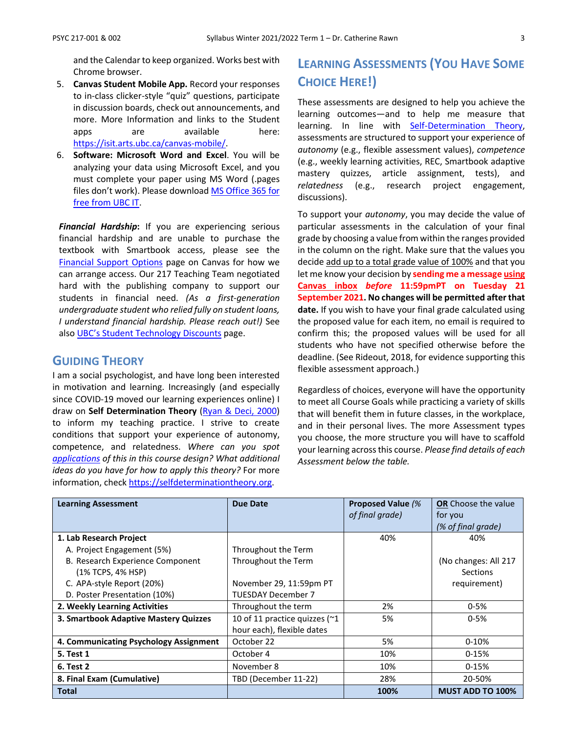and the Calendar to keep organized. Works best with Chrome browser.

5. **Canvas Student Mobile App.** Record your responses to in-class clicker-style "quiz" questions, participate in discussion boards, check out announcements, and more. More Information and links to the Student apps are available here: https://isit.arts.ubc.ca/canvas-mobile/.
6. **Software: Microsoft Word and Excel**. You will be analyzing your data using Microsoft Excel, and you must complete your paper using MS Word (.pages files don't work). Please download MS Office 365 for free from UBC IT.

***Financial Hardship*:** If you are experiencing serious financial hardship and are unable to purchase the textbook with Smartbook access, please see the Financial Support Options page on Canvas for how we can arrange access. Our 217 Teaching Team negotiated hard with the publishing company to support our students in financial need. *(As a first-generation undergraduate student who relied fully on student loans, I understand financial hardship. Please reach out!)* See also UBC's Student Technology Discounts page.

## Guiding Theory

I am a social psychologist, and have long been interested in motivation and learning. Increasingly (and especially since COVID-19 moved our learning experiences online) I draw on **Self Determination Theory** (Ryan & Deci, 2000) to inform my teaching practice. I strive to create conditions that support your experience of autonomy, competence, and relatedness. *Where can you spot applications of this in this course design? What additional ideas do you have for how to apply this theory?* For more information, check https://selfdeterminationtheory.org.

## Learning Assessments (You Have Some Choice Here!)

These assessments are designed to help you achieve the learning outcomes—and to help me measure that learning. In line with Self-Determination Theory, assessments are structured to support your experience of *autonomy* (e.g., flexible assessment values), *competence* (e.g., weekly learning activities, REC, Smartbook adaptive mastery quizzes, article assignment, tests), and *relatedness* (e.g., research project engagement, discussions).

To support your *autonomy*, you may decide the value of particular assessments in the calculation of your final grade by choosing a value from within the ranges provided in the column on the right. Make sure that the values you decide add up to a total grade value of 100% and that you let me know your decision by **sending me a message using Canvas inbox *before* 11:59pmPT on Tuesday 21 September 2021**. **No changes will be permitted after that date.** If you wish to have your final grade calculated using the proposed value for each item, no email is required to confirm this; the proposed values will be used for all students who have not specified otherwise before the deadline. (See Rideout, 2018, for evidence supporting this flexible assessment approach.)

Regardless of choices, everyone will have the opportunity to meet all Course Goals while practicing a variety of skills that will benefit them in future classes, in the workplace, and in their personal lives. The more Assessment types you choose, the more structure you will have to scaffold your learning across this course. *Please find details of each Assessment below the table.*

| **Learning Assessment** | **Due Date** | **Proposed Value** *(% of final grade)* | **OR** Choose the value for you *(% of final grade)* |
|---|---|---|---|
| **1. Lab Research Project** | | 40% | 40% |
| A. Project Engagement (5%) | Throughout the Term | | |
| B. Research Experience Component (1% TCPS, 4% HSP) | Throughout the Term | | (No changes: All 217 Sections requirement) |
| C. APA-style Report (20%) | November 29, 11:59pm PT | | |
| D. Poster Presentation (10%) | TUESDAY December 7 | | |
| **2. Weekly Learning Activities** | Throughout the term | 2% | 0-5% |
| **3. Smartbook Adaptive Mastery Quizzes** | 10 of 11 practice quizzes (~1 hour each), flexible dates | 5% | 0-5% |
| **4. Communicating Psychology Assignment** | October 22 | 5% | 0-10% |
| **5. Test 1** | October 4 | 10% | 0-15% |
| **6. Test 2** | November 8 | 10% | 0-15% |
| **8. Final Exam (Cumulative)** | TBD (December 11-22) | 28% | 20-50% |
| **Total** | | **100%** | **MUST ADD TO 100%** |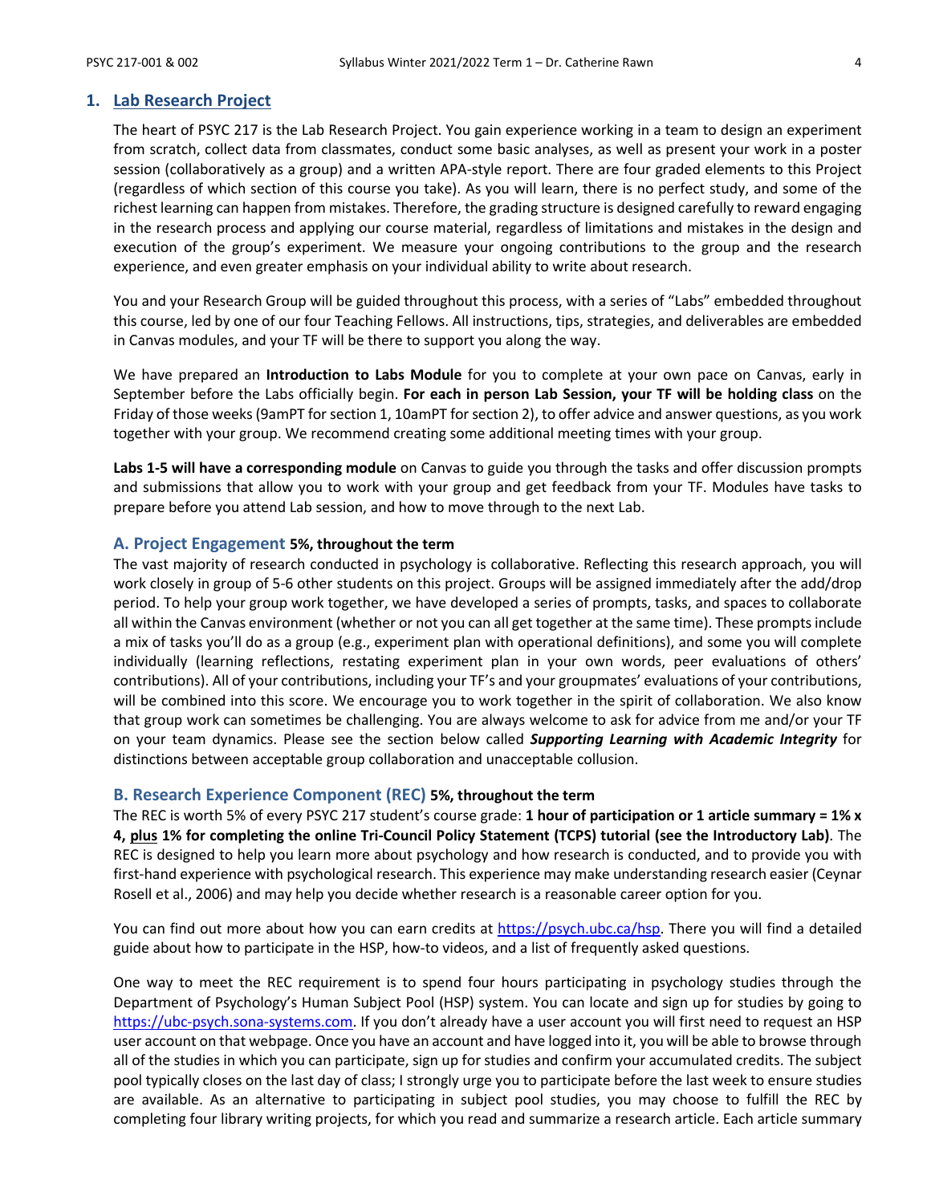## 1. Lab Research Project

The heart of PSYC 217 is the Lab Research Project. You gain experience working in a team to design an experiment from scratch, collect data from classmates, conduct some basic analyses, as well as present your work in a poster session (collaboratively as a group) and a written APA-style report. There are four graded elements to this Project (regardless of which section of this course you take). As you will learn, there is no perfect study, and some of the richest learning can happen from mistakes. Therefore, the grading structure is designed carefully to reward engaging in the research process and applying our course material, regardless of limitations and mistakes in the design and execution of the group's experiment. We measure your ongoing contributions to the group and the research experience, and even greater emphasis on your individual ability to write about research.

You and your Research Group will be guided throughout this process, with a series of "Labs" embedded throughout this course, led by one of our four Teaching Fellows. All instructions, tips, strategies, and deliverables are embedded in Canvas modules, and your TF will be there to support you along the way.

We have prepared an **Introduction to Labs Module** for you to complete at your own pace on Canvas, early in September before the Labs officially begin. **For each in person Lab Session, your TF will be holding class** on the Friday of those weeks (9amPT for section 1, 10amPT for section 2), to offer advice and answer questions, as you work together with your group. We recommend creating some additional meeting times with your group.

**Labs 1-5 will have a corresponding module** on Canvas to guide you through the tasks and offer discussion prompts and submissions that allow you to work with your group and get feedback from your TF. Modules have tasks to prepare before you attend Lab session, and how to move through to the next Lab.

### A. Project Engagement **5%, throughout the term**

The vast majority of research conducted in psychology is collaborative. Reflecting this research approach, you will work closely in group of 5-6 other students on this project. Groups will be assigned immediately after the add/drop period. To help your group work together, we have developed a series of prompts, tasks, and spaces to collaborate all within the Canvas environment (whether or not you can all get together at the same time). These prompts include a mix of tasks you'll do as a group (e.g., experiment plan with operational definitions), and some you will complete individually (learning reflections, restating experiment plan in your own words, peer evaluations of others' contributions). All of your contributions, including your TF's and your groupmates' evaluations of your contributions, will be combined into this score. We encourage you to work together in the spirit of collaboration. We also know that group work can sometimes be challenging. You are always welcome to ask for advice from me and/or your TF on your team dynamics. Please see the section below called ***Supporting Learning with Academic Integrity*** for distinctions between acceptable group collaboration and unacceptable collusion.

### B. Research Experience Component (REC) **5%, throughout the term**

The REC is worth 5% of every PSYC 217 student's course grade: **1 hour of participation or 1 article summary = 1% x 4, <u>plus</u> 1% for completing the online Tri-Council Policy Statement (TCPS) tutorial (see the Introductory Lab)**. The REC is designed to help you learn more about psychology and how research is conducted, and to provide you with first-hand experience with psychological research. This experience may make understanding research easier (Ceynar Rosell et al., 2006) and may help you decide whether research is a reasonable career option for you.

You can find out more about how you can earn credits at [https://psych.ubc.ca/hsp](https://psych.ubc.ca/hsp). There you will find a detailed guide about how to participate in the HSP, how-to videos, and a list of frequently asked questions.

One way to meet the REC requirement is to spend four hours participating in psychology studies through the Department of Psychology's Human Subject Pool (HSP) system. You can locate and sign up for studies by going to [https://ubc-psych.sona-systems.com](https://ubc-psych.sona-systems.com). If you don't already have a user account you will first need to request an HSP user account on that webpage. Once you have an account and have logged into it, you will be able to browse through all of the studies in which you can participate, sign up for studies and confirm your accumulated credits. The subject pool typically closes on the last day of class; I strongly urge you to participate before the last week to ensure studies are available. As an alternative to participating in subject pool studies, you may choose to fulfill the REC by completing four library writing projects, for which you read and summarize a research article. Each article summary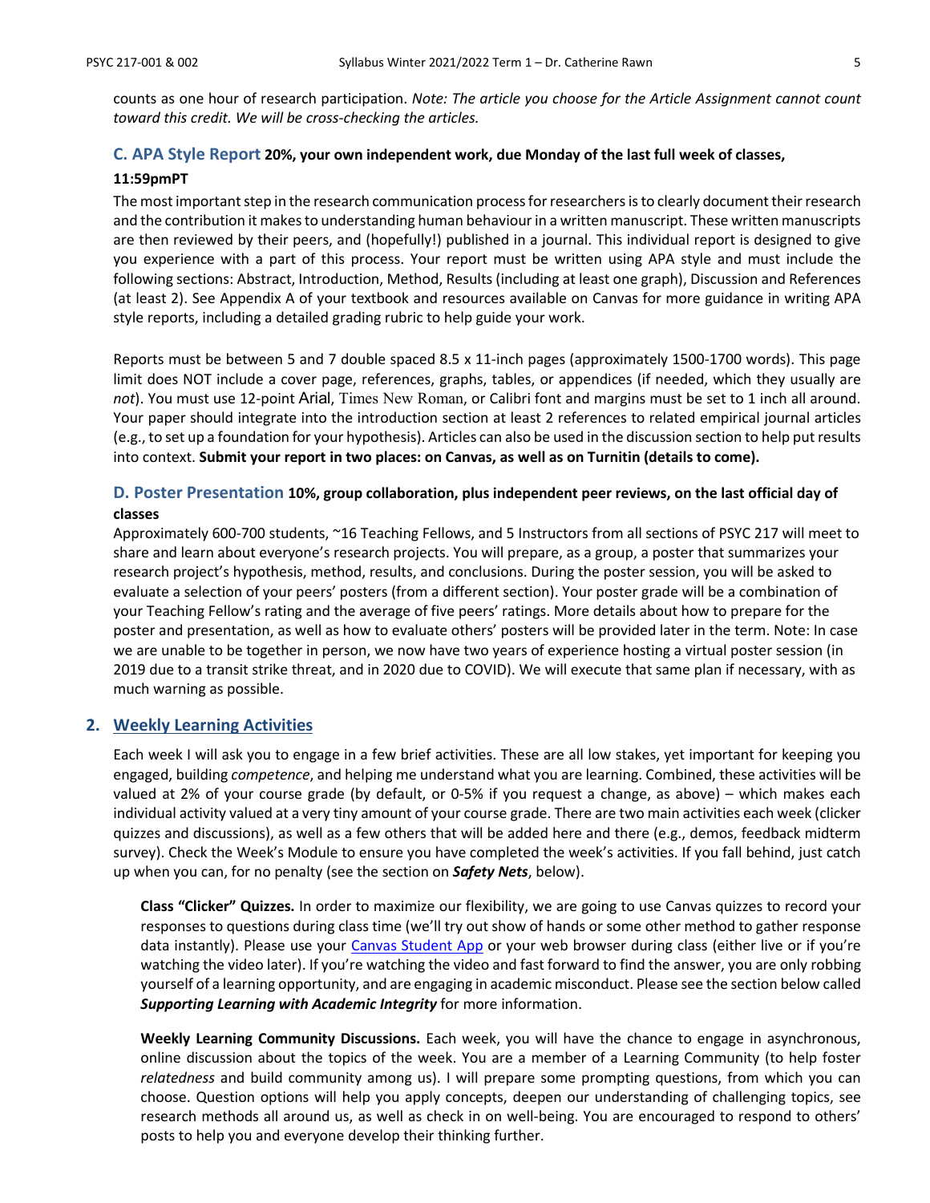counts as one hour of research participation. *Note: The article you choose for the Article Assignment cannot count toward this credit. We will be cross-checking the articles.*

### C. APA Style Report **20%, your own independent work, due Monday of the last full week of classes, 11:59pmPT**

The most important step in the research communication process for researchers is to clearly document their research and the contribution it makes to understanding human behaviour in a written manuscript. These written manuscripts are then reviewed by their peers, and (hopefully!) published in a journal. This individual report is designed to give you experience with a part of this process. Your report must be written using APA style and must include the following sections: Abstract, Introduction, Method, Results (including at least one graph), Discussion and References (at least 2). See Appendix A of your textbook and resources available on Canvas for more guidance in writing APA style reports, including a detailed grading rubric to help guide your work.

Reports must be between 5 and 7 double spaced 8.5 x 11-inch pages (approximately 1500-1700 words). This page limit does NOT include a cover page, references, graphs, tables, or appendices (if needed, which they usually are *not*). You must use 12-point Arial, Times New Roman, or Calibri font and margins must be set to 1 inch all around. Your paper should integrate into the introduction section at least 2 references to related empirical journal articles (e.g., to set up a foundation for your hypothesis). Articles can also be used in the discussion section to help put results into context. **Submit your report in two places: on Canvas, as well as on Turnitin (details to come).**

### D. Poster Presentation **10%, group collaboration, plus independent peer reviews, on the last official day of classes**

Approximately 600-700 students, ~16 Teaching Fellows, and 5 Instructors from all sections of PSYC 217 will meet to share and learn about everyone's research projects. You will prepare, as a group, a poster that summarizes your research project's hypothesis, method, results, and conclusions. During the poster session, you will be asked to evaluate a selection of your peers' posters (from a different section). Your poster grade will be a combination of your Teaching Fellow's rating and the average of five peers' ratings. More details about how to prepare for the poster and presentation, as well as how to evaluate others' posters will be provided later in the term. Note: In case we are unable to be together in person, we now have two years of experience hosting a virtual poster session (in 2019 due to a transit strike threat, and in 2020 due to COVID). We will execute that same plan if necessary, with as much warning as possible.

## 2. Weekly Learning Activities

Each week I will ask you to engage in a few brief activities. These are all low stakes, yet important for keeping you engaged, building *competence*, and helping me understand what you are learning. Combined, these activities will be valued at 2% of your course grade (by default, or 0-5% if you request a change, as above) – which makes each individual activity valued at a very tiny amount of your course grade. There are two main activities each week (clicker quizzes and discussions), as well as a few others that will be added here and there (e.g., demos, feedback midterm survey). Check the Week's Module to ensure you have completed the week's activities. If you fall behind, just catch up when you can, for no penalty (see the section on ***Safety Nets***, below).

**Class "Clicker" Quizzes.** In order to maximize our flexibility, we are going to use Canvas quizzes to record your responses to questions during class time (we'll try out show of hands or some other method to gather response data instantly). Please use your Canvas Student App or your web browser during class (either live or if you're watching the video later). If you're watching the video and fast forward to find the answer, you are only robbing yourself of a learning opportunity, and are engaging in academic misconduct. Please see the section below called ***Supporting Learning with Academic Integrity*** for more information.

**Weekly Learning Community Discussions.** Each week, you will have the chance to engage in asynchronous, online discussion about the topics of the week. You are a member of a Learning Community (to help foster *relatedness* and build community among us). I will prepare some prompting questions, from which you can choose. Question options will help you apply concepts, deepen our understanding of challenging topics, see research methods all around us, as well as check in on well-being. You are encouraged to respond to others' posts to help you and everyone develop their thinking further.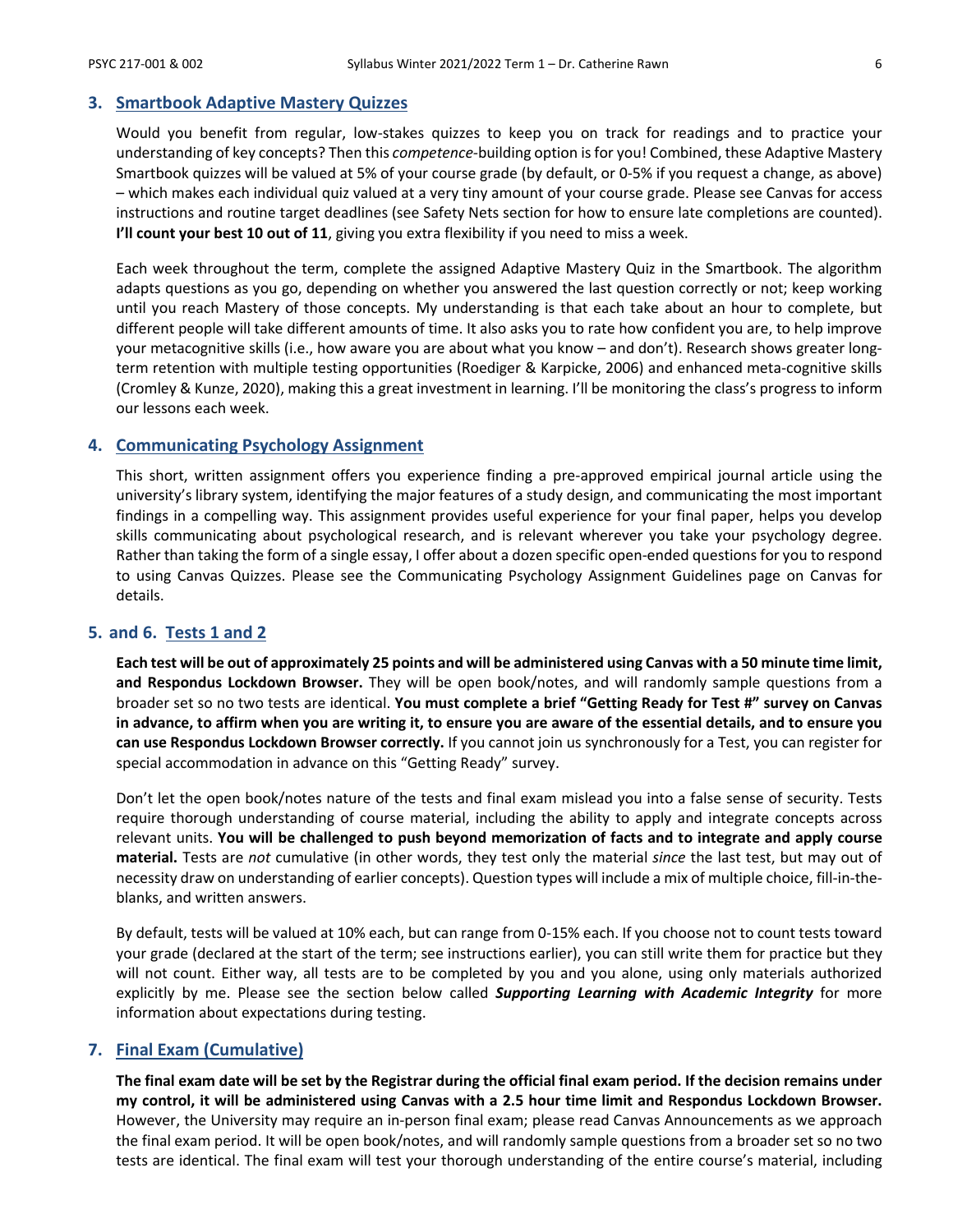### 3. Smartbook Adaptive Mastery Quizzes

Would you benefit from regular, low-stakes quizzes to keep you on track for readings and to practice your understanding of key concepts? Then this *competence*-building option is for you! Combined, these Adaptive Mastery Smartbook quizzes will be valued at 5% of your course grade (by default, or 0-5% if you request a change, as above) – which makes each individual quiz valued at a very tiny amount of your course grade. Please see Canvas for access instructions and routine target deadlines (see Safety Nets section for how to ensure late completions are counted). **I'll count your best 10 out of 11**, giving you extra flexibility if you need to miss a week.

Each week throughout the term, complete the assigned Adaptive Mastery Quiz in the Smartbook. The algorithm adapts questions as you go, depending on whether you answered the last question correctly or not; keep working until you reach Mastery of those concepts. My understanding is that each take about an hour to complete, but different people will take different amounts of time. It also asks you to rate how confident you are, to help improve your metacognitive skills (i.e., how aware you are about what you know – and don't). Research shows greater long-term retention with multiple testing opportunities (Roediger & Karpicke, 2006) and enhanced meta-cognitive skills (Cromley & Kunze, 2020), making this a great investment in learning. I'll be monitoring the class's progress to inform our lessons each week.

### 4. Communicating Psychology Assignment

This short, written assignment offers you experience finding a pre-approved empirical journal article using the university's library system, identifying the major features of a study design, and communicating the most important findings in a compelling way. This assignment provides useful experience for your final paper, helps you develop skills communicating about psychological research, and is relevant wherever you take your psychology degree. Rather than taking the form of a single essay, I offer about a dozen specific open-ended questions for you to respond to using Canvas Quizzes. Please see the Communicating Psychology Assignment Guidelines page on Canvas for details.

### 5. and 6. Tests 1 and 2

**Each test will be out of approximately 25 points and will be administered using Canvas with a 50 minute time limit, and Respondus Lockdown Browser.** They will be open book/notes, and will randomly sample questions from a broader set so no two tests are identical. **You must complete a brief "Getting Ready for Test #" survey on Canvas in advance, to affirm when you are writing it, to ensure you are aware of the essential details, and to ensure you can use Respondus Lockdown Browser correctly.** If you cannot join us synchronously for a Test, you can register for special accommodation in advance on this "Getting Ready" survey.

Don't let the open book/notes nature of the tests and final exam mislead you into a false sense of security. Tests require thorough understanding of course material, including the ability to apply and integrate concepts across relevant units. **You will be challenged to push beyond memorization of facts and to integrate and apply course material.** Tests are *not* cumulative (in other words, they test only the material *since* the last test, but may out of necessity draw on understanding of earlier concepts). Question types will include a mix of multiple choice, fill-in-the-blanks, and written answers.

By default, tests will be valued at 10% each, but can range from 0-15% each. If you choose not to count tests toward your grade (declared at the start of the term; see instructions earlier), you can still write them for practice but they will not count. Either way, all tests are to be completed by you and you alone, using only materials authorized explicitly by me. Please see the section below called ***Supporting Learning with Academic Integrity*** for more information about expectations during testing.

### 7. Final Exam (Cumulative)

**The final exam date will be set by the Registrar during the official final exam period. If the decision remains under my control, it will be administered using Canvas with a 2.5 hour time limit and Respondus Lockdown Browser.** However, the University may require an in-person final exam; please read Canvas Announcements as we approach the final exam period. It will be open book/notes, and will randomly sample questions from a broader set so no two tests are identical. The final exam will test your thorough understanding of the entire course's material, including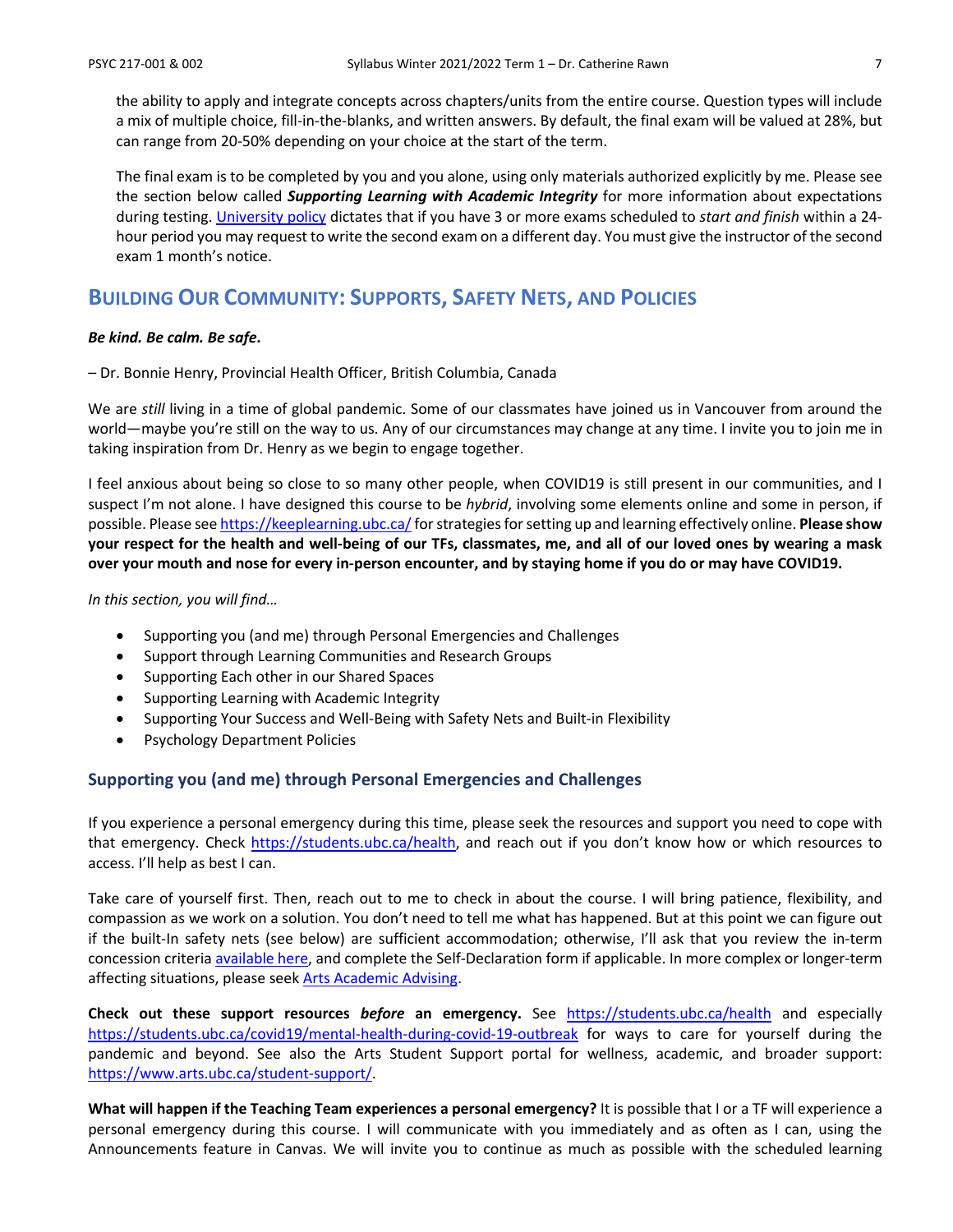the ability to apply and integrate concepts across chapters/units from the entire course. Question types will include a mix of multiple choice, fill-in-the-blanks, and written answers. By default, the final exam will be valued at 28%, but can range from 20-50% depending on your choice at the start of the term.

The final exam is to be completed by you and you alone, using only materials authorized explicitly by me. Please see the section below called ***Supporting Learning with Academic Integrity*** for more information about expectations during testing. [University policy](#) dictates that if you have 3 or more exams scheduled to *start and finish* within a 24-hour period you may request to write the second exam on a different day. You must give the instructor of the second exam 1 month's notice.

## Building Our Community: Supports, Safety Nets, and Policies

***Be kind. Be calm. Be safe*.**

– Dr. Bonnie Henry, Provincial Health Officer, British Columbia, Canada

We are *still* living in a time of global pandemic. Some of our classmates have joined us in Vancouver from around the world—maybe you're still on the way to us. Any of our circumstances may change at any time. I invite you to join me in taking inspiration from Dr. Henry as we begin to engage together.

I feel anxious about being so close to so many other people, when COVID19 is still present in our communities, and I suspect I'm not alone. I have designed this course to be *hybrid*, involving some elements online and some in person, if possible. Please see https://keeplearning.ubc.ca/ for strategies for setting up and learning effectively online. **Please show your respect for the health and well-being of our TFs, classmates, me, and all of our loved ones by wearing a mask over your mouth and nose for every in-person encounter, and by staying home if you do or may have COVID19.**

*In this section, you will find…*

- Supporting you (and me) through Personal Emergencies and Challenges
- Support through Learning Communities and Research Groups
- Supporting Each other in our Shared Spaces
- Supporting Learning with Academic Integrity
- Supporting Your Success and Well-Being with Safety Nets and Built-in Flexibility
- Psychology Department Policies

### Supporting you (and me) through Personal Emergencies and Challenges

If you experience a personal emergency during this time, please seek the resources and support you need to cope with that emergency. Check https://students.ubc.ca/health, and reach out if you don't know how or which resources to access. I'll help as best I can.

Take care of yourself first. Then, reach out to me to check in about the course. I will bring patience, flexibility, and compassion as we work on a solution. You don't need to tell me what has happened. But at this point we can figure out if the built-In safety nets (see below) are sufficient accommodation; otherwise, I'll ask that you review the in-term concession criteria [available here](#), and complete the Self-Declaration form if applicable. In more complex or longer-term affecting situations, please seek [Arts Academic Advising](#).

**Check out these support resources *before* an emergency.** See https://students.ubc.ca/health and especially https://students.ubc.ca/covid19/mental-health-during-covid-19-outbreak for ways to care for yourself during the pandemic and beyond. See also the Arts Student Support portal for wellness, academic, and broader support: https://www.arts.ubc.ca/student-support/.

**What will happen if the Teaching Team experiences a personal emergency?** It is possible that I or a TF will experience a personal emergency during this course. I will communicate with you immediately and as often as I can, using the Announcements feature in Canvas. We will invite you to continue as much as possible with the scheduled learning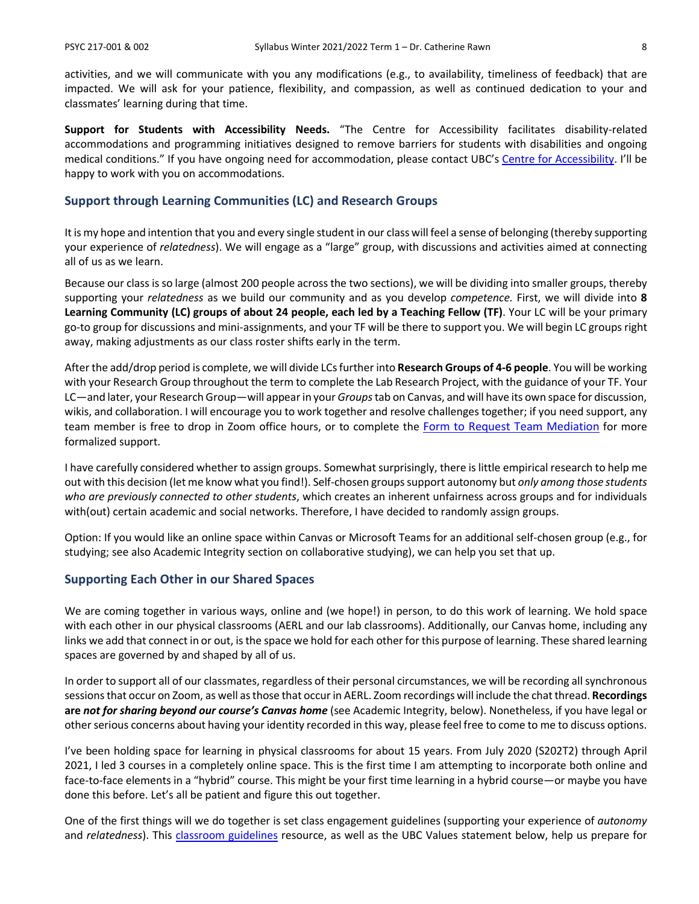activities, and we will communicate with you any modifications (e.g., to availability, timeliness of feedback) that are impacted. We will ask for your patience, flexibility, and compassion, as well as continued dedication to your and classmates' learning during that time.

**Support for Students with Accessibility Needs.** "The Centre for Accessibility facilitates disability-related accommodations and programming initiatives designed to remove barriers for students with disabilities and ongoing medical conditions." If you have ongoing need for accommodation, please contact UBC's Centre for Accessibility. I'll be happy to work with you on accommodations.

## Support through Learning Communities (LC) and Research Groups

It is my hope and intention that you and every single student in our class will feel a sense of belonging (thereby supporting your experience of *relatedness*). We will engage as a "large" group, with discussions and activities aimed at connecting all of us as we learn.

Because our class is so large (almost 200 people across the two sections), we will be dividing into smaller groups, thereby supporting your *relatedness* as we build our community and as you develop *competence.* First, we will divide into **8 Learning Community (LC) groups of about 24 people, each led by a Teaching Fellow (TF)**. Your LC will be your primary go-to group for discussions and mini-assignments, and your TF will be there to support you. We will begin LC groups right away, making adjustments as our class roster shifts early in the term.

After the add/drop period is complete, we will divide LCs further into **Research Groups of 4-6 people**. You will be working with your Research Group throughout the term to complete the Lab Research Project, with the guidance of your TF. Your LC—and later, your Research Group—will appear in your *Groups* tab on Canvas, and will have its own space for discussion, wikis, and collaboration. I will encourage you to work together and resolve challenges together; if you need support, any team member is free to drop in Zoom office hours, or to complete the Form to Request Team Mediation for more formalized support.

I have carefully considered whether to assign groups. Somewhat surprisingly, there is little empirical research to help me out with this decision (let me know what you find!). Self-chosen groups support autonomy but *only among those students who are previously connected to other students*, which creates an inherent unfairness across groups and for individuals with(out) certain academic and social networks. Therefore, I have decided to randomly assign groups.

Option: If you would like an online space within Canvas or Microsoft Teams for an additional self-chosen group (e.g., for studying; see also Academic Integrity section on collaborative studying), we can help you set that up.

## Supporting Each Other in our Shared Spaces

We are coming together in various ways, online and (we hope!) in person, to do this work of learning. We hold space with each other in our physical classrooms (AERL and our lab classrooms). Additionally, our Canvas home, including any links we add that connect in or out, is the space we hold for each other for this purpose of learning. These shared learning spaces are governed by and shaped by all of us.

In order to support all of our classmates, regardless of their personal circumstances, we will be recording all synchronous sessions that occur on Zoom, as well as those that occur in AERL. Zoom recordings will include the chat thread. **Recordings are *not for sharing beyond our course's Canvas home*** (see Academic Integrity, below). Nonetheless, if you have legal or other serious concerns about having your identity recorded in this way, please feel free to come to me to discuss options.

I've been holding space for learning in physical classrooms for about 15 years. From July 2020 (S202T2) through April 2021, I led 3 courses in a completely online space. This is the first time I am attempting to incorporate both online and face-to-face elements in a "hybrid" course. This might be your first time learning in a hybrid course—or maybe you have done this before. Let's all be patient and figure this out together.

One of the first things will we do together is set class engagement guidelines (supporting your experience of *autonomy* and *relatedness*). This classroom guidelines resource, as well as the UBC Values statement below, help us prepare for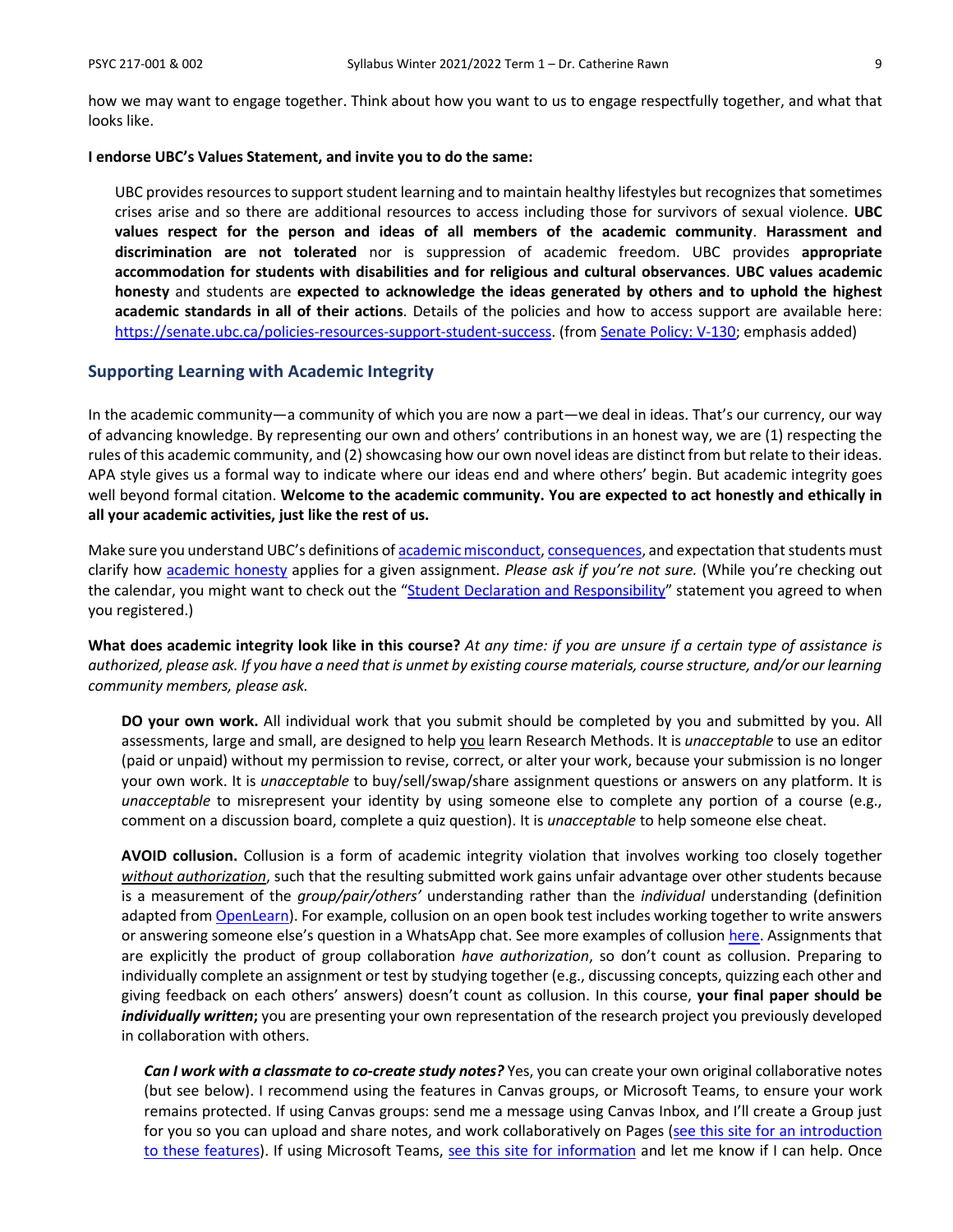how we may want to engage together. Think about how you want to us to engage respectfully together, and what that looks like.

**I endorse UBC's Values Statement, and invite you to do the same:**

> UBC provides resources to support student learning and to maintain healthy lifestyles but recognizes that sometimes crises arise and so there are additional resources to access including those for survivors of sexual violence. **UBC values respect for the person and ideas of all members of the academic community**. **Harassment and discrimination are not tolerated** nor is suppression of academic freedom. UBC provides **appropriate accommodation for students with disabilities and for religious and cultural observances**. **UBC values academic honesty** and students are **expected to acknowledge the ideas generated by others and to uphold the highest academic standards in all of their actions**. Details of the policies and how to access support are available here: https://senate.ubc.ca/policies-resources-support-student-success. (from Senate Policy: V-130; emphasis added)

## Supporting Learning with Academic Integrity

In the academic community—a community of which you are now a part—we deal in ideas. That's our currency, our way of advancing knowledge. By representing our own and others' contributions in an honest way, we are (1) respecting the rules of this academic community, and (2) showcasing how our own novel ideas are distinct from but relate to their ideas. APA style gives us a formal way to indicate where our ideas end and where others' begin. But academic integrity goes well beyond formal citation. **Welcome to the academic community. You are expected to act honestly and ethically in all your academic activities, just like the rest of us.**

Make sure you understand UBC's definitions of academic misconduct, consequences, and expectation that students must clarify how academic honesty applies for a given assignment. *Please ask if you're not sure.* (While you're checking out the calendar, you might want to check out the "Student Declaration and Responsibility" statement you agreed to when you registered.)

**What does academic integrity look like in this course?** *At any time: if you are unsure if a certain type of assistance is authorized, please ask. If you have a need that is unmet by existing course materials, course structure, and/or our learning community members, please ask.*

**DO your own work.** All individual work that you submit should be completed by you and submitted by you. All assessments, large and small, are designed to help you learn Research Methods. It is *unacceptable* to use an editor (paid or unpaid) without my permission to revise, correct, or alter your work, because your submission is no longer your own work. It is *unacceptable* to buy/sell/swap/share assignment questions or answers on any platform. It is *unacceptable* to misrepresent your identity by using someone else to complete any portion of a course (e.g., comment on a discussion board, complete a quiz question). It is *unacceptable* to help someone else cheat.

**AVOID collusion.** Collusion is a form of academic integrity violation that involves working too closely together *without authorization*, such that the resulting submitted work gains unfair advantage over other students because is a measurement of the *group/pair/others'* understanding rather than the *individual* understanding (definition adapted from OpenLearn). For example, collusion on an open book test includes working together to write answers or answering someone else's question in a WhatsApp chat. See more examples of collusion here. Assignments that are explicitly the product of group collaboration *have authorization*, so don't count as collusion. Preparing to individually complete an assignment or test by studying together (e.g., discussing concepts, quizzing each other and giving feedback on each others' answers) doesn't count as collusion. In this course, **your final paper should be *individually written*;** you are presenting your own representation of the research project you previously developed in collaboration with others.

***Can I work with a classmate to co-create study notes?*** Yes, you can create your own original collaborative notes (but see below). I recommend using the features in Canvas groups, or Microsoft Teams, to ensure your work remains protected. If using Canvas groups: send me a message using Canvas Inbox, and I'll create a Group just for you so you can upload and share notes, and work collaboratively on Pages (see this site for an introduction to these features). If using Microsoft Teams, see this site for information and let me know if I can help. Once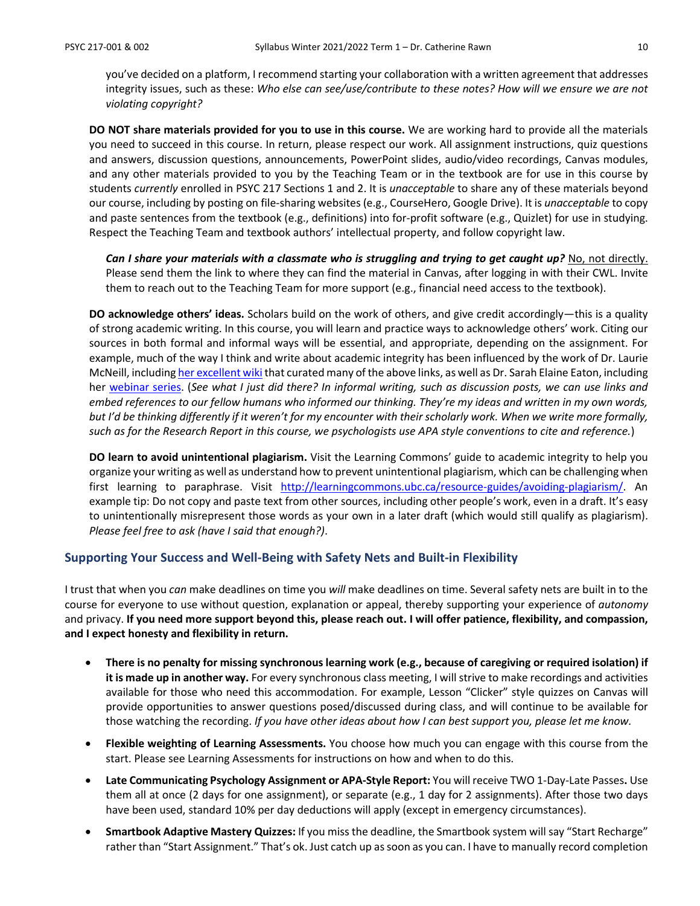you've decided on a platform, I recommend starting your collaboration with a written agreement that addresses integrity issues, such as these: *Who else can see/use/contribute to these notes? How will we ensure we are not violating copyright?*

**DO NOT share materials provided for you to use in this course.** We are working hard to provide all the materials you need to succeed in this course. In return, please respect our work. All assignment instructions, quiz questions and answers, discussion questions, announcements, PowerPoint slides, audio/video recordings, Canvas modules, and any other materials provided to you by the Teaching Team or in the textbook are for use in this course by students *currently* enrolled in PSYC 217 Sections 1 and 2. It is *unacceptable* to share any of these materials beyond our course, including by posting on file-sharing websites (e.g., CourseHero, Google Drive). It is *unacceptable* to copy and paste sentences from the textbook (e.g., definitions) into for-profit software (e.g., Quizlet) for use in studying. Respect the Teaching Team and textbook authors' intellectual property, and follow copyright law.

***Can I share your materials with a classmate who is struggling and trying to get caught up?*** No, not directly. Please send them the link to where they can find the material in Canvas, after logging in with their CWL. Invite them to reach out to the Teaching Team for more support (e.g., financial need access to the textbook).

**DO acknowledge others' ideas.** Scholars build on the work of others, and give credit accordingly—this is a quality of strong academic writing. In this course, you will learn and practice ways to acknowledge others' work. Citing our sources in both formal and informal ways will be essential, and appropriate, depending on the assignment. For example, much of the way I think and write about academic integrity has been influenced by the work of Dr. Laurie McNeill, including her excellent wiki that curated many of the above links, as well as Dr. Sarah Elaine Eaton, including her webinar series. (*See what I just did there? In informal writing, such as discussion posts, we can use links and embed references to our fellow humans who informed our thinking. They're my ideas and written in my own words, but I'd be thinking differently if it weren't for my encounter with their scholarly work. When we write more formally, such as for the Research Report in this course, we psychologists use APA style conventions to cite and reference.*)

**DO learn to avoid unintentional plagiarism.** Visit the Learning Commons' guide to academic integrity to help you organize your writing as well as understand how to prevent unintentional plagiarism, which can be challenging when first learning to paraphrase. Visit http://learningcommons.ubc.ca/resource-guides/avoiding-plagiarism/. An example tip: Do not copy and paste text from other sources, including other people's work, even in a draft. It's easy to unintentionally misrepresent those words as your own in a later draft (which would still qualify as plagiarism). *Please feel free to ask (have I said that enough?)*.

## Supporting Your Success and Well-Being with Safety Nets and Built-in Flexibility

I trust that when you *can* make deadlines on time you *will* make deadlines on time. Several safety nets are built in to the course for everyone to use without question, explanation or appeal, thereby supporting your experience of *autonomy* and privacy. **If you need more support beyond this, please reach out. I will offer patience, flexibility, and compassion, and I expect honesty and flexibility in return.**

- **There is no penalty for missing synchronous learning work (e.g., because of caregiving or required isolation) if it is made up in another way.** For every synchronous class meeting, I will strive to make recordings and activities available for those who need this accommodation. For example, Lesson "Clicker" style quizzes on Canvas will provide opportunities to answer questions posed/discussed during class, and will continue to be available for those watching the recording. *If you have other ideas about how I can best support you, please let me know.*
- **Flexible weighting of Learning Assessments.** You choose how much you can engage with this course from the start. Please see Learning Assessments for instructions on how and when to do this.
- **Late Communicating Psychology Assignment or APA-Style Report:** You will receive TWO 1-Day-Late Passes**.** Use them all at once (2 days for one assignment), or separate (e.g., 1 day for 2 assignments). After those two days have been used, standard 10% per day deductions will apply (except in emergency circumstances).
- **Smartbook Adaptive Mastery Quizzes:** If you miss the deadline, the Smartbook system will say "Start Recharge" rather than "Start Assignment." That's ok. Just catch up as soon as you can. I have to manually record completion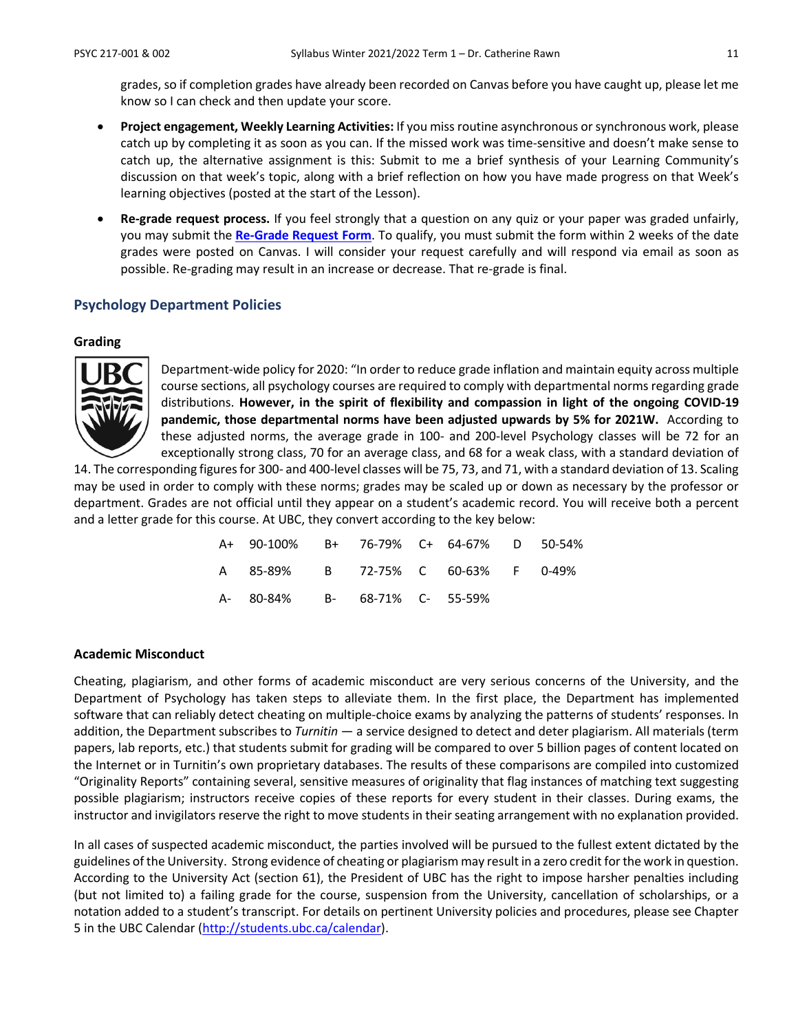grades, so if completion grades have already been recorded on Canvas before you have caught up, please let me know so I can check and then update your score.

- **Project engagement, Weekly Learning Activities:** If you miss routine asynchronous or synchronous work, please catch up by completing it as soon as you can. If the missed work was time-sensitive and doesn't make sense to catch up, the alternative assignment is this: Submit to me a brief synthesis of your Learning Community's discussion on that week's topic, along with a brief reflection on how you have made progress on that Week's learning objectives (posted at the start of the Lesson).
- **Re-grade request process.** If you feel strongly that a question on any quiz or your paper was graded unfairly, you may submit the **Re-Grade Request Form**. To qualify, you must submit the form within 2 weeks of the date grades were posted on Canvas. I will consider your request carefully and will respond via email as soon as possible. Re-grading may result in an increase or decrease. That re-grade is final.

## Psychology Department Policies

### Grading

Department-wide policy for 2020: "In order to reduce grade inflation and maintain equity across multiple course sections, all psychology courses are required to comply with departmental norms regarding grade distributions. **However, in the spirit of flexibility and compassion in light of the ongoing COVID-19 pandemic, those departmental norms have been adjusted upwards by 5% for 2021W.** According to these adjusted norms, the average grade in 100- and 200-level Psychology classes will be 72 for an exceptionally strong class, 70 for an average class, and 68 for a weak class, with a standard deviation of 14. The corresponding figures for 300- and 400-level classes will be 75, 73, and 71, with a standard deviation of 13. Scaling may be used in order to comply with these norms; grades may be scaled up or down as necessary by the professor or department. Grades are not official until they appear on a student's academic record. You will receive both a percent and a letter grade for this course. At UBC, they convert according to the key below:

| | | | | | | | |
|---|---|---|---|---|---|---|---|
| A+ | 90-100% | B+ | 76-79% | C+ | 64-67% | D | 50-54% |
| A | 85-89% | B | 72-75% | C | 60-63% | F | 0-49% |
| A- | 80-84% | B- | 68-71% | C- | 55-59% | | |

### Academic Misconduct

Cheating, plagiarism, and other forms of academic misconduct are very serious concerns of the University, and the Department of Psychology has taken steps to alleviate them. In the first place, the Department has implemented software that can reliably detect cheating on multiple-choice exams by analyzing the patterns of students' responses. In addition, the Department subscribes to *Turnitin* — a service designed to detect and deter plagiarism. All materials (term papers, lab reports, etc.) that students submit for grading will be compared to over 5 billion pages of content located on the Internet or in Turnitin's own proprietary databases. The results of these comparisons are compiled into customized "Originality Reports" containing several, sensitive measures of originality that flag instances of matching text suggesting possible plagiarism; instructors receive copies of these reports for every student in their classes. During exams, the instructor and invigilators reserve the right to move students in their seating arrangement with no explanation provided.

In all cases of suspected academic misconduct, the parties involved will be pursued to the fullest extent dictated by the guidelines of the University. Strong evidence of cheating or plagiarism may result in a zero credit for the work in question. According to the University Act (section 61), the President of UBC has the right to impose harsher penalties including (but not limited to) a failing grade for the course, suspension from the University, cancellation of scholarships, or a notation added to a student's transcript. For details on pertinent University policies and procedures, please see Chapter 5 in the UBC Calendar (http://students.ubc.ca/calendar).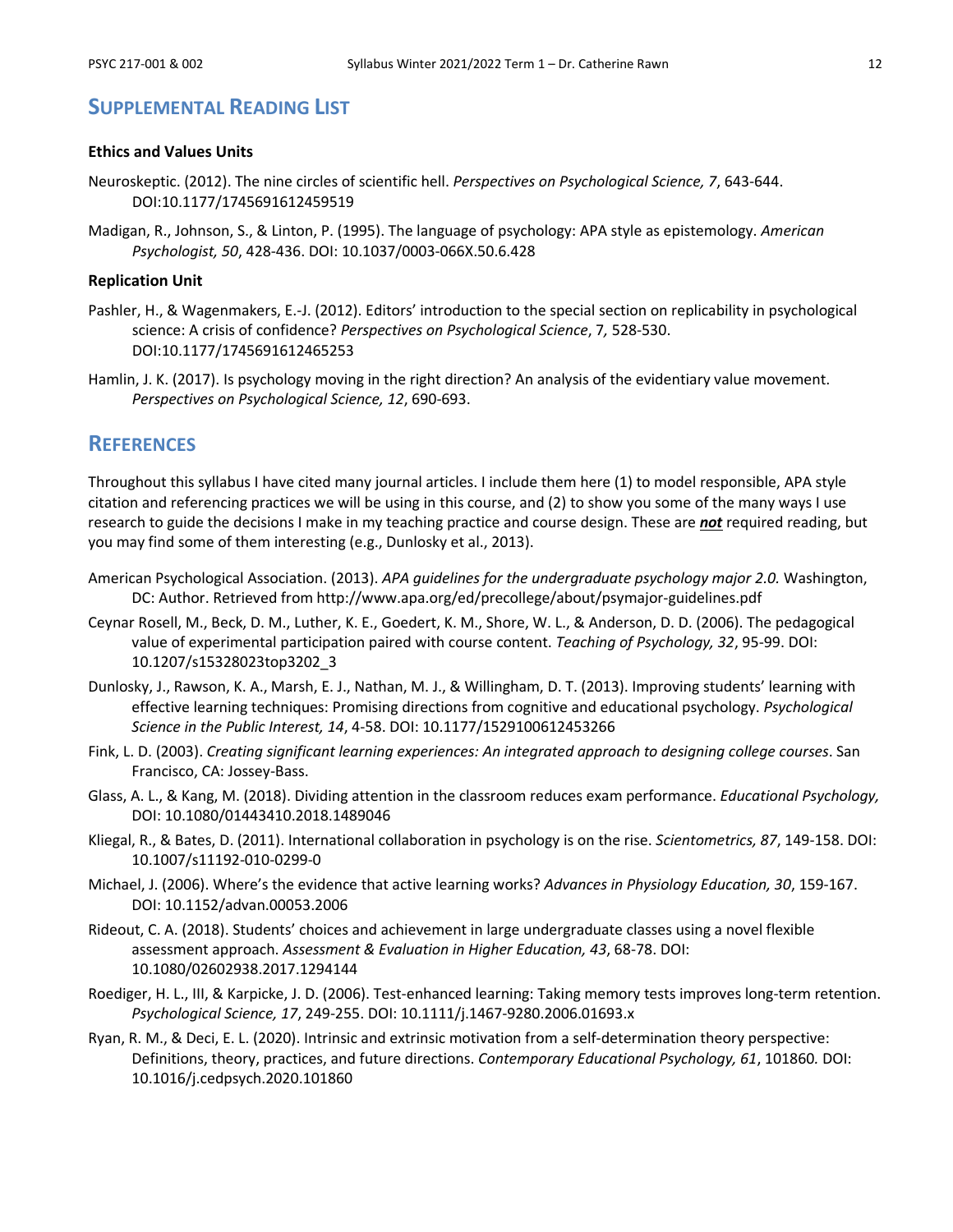## Supplemental Reading List

### Ethics and Values Units

Neuroskeptic. (2012). The nine circles of scientific hell. *Perspectives on Psychological Science, 7*, 643-644. DOI:10.1177/1745691612459519

Madigan, R., Johnson, S., & Linton, P. (1995). The language of psychology: APA style as epistemology. *American Psychologist, 50*, 428-436. DOI: 10.1037/0003-066X.50.6.428

### Replication Unit

Pashler, H., & Wagenmakers, E.-J. (2012). Editors' introduction to the special section on replicability in psychological science: A crisis of confidence? *Perspectives on Psychological Science*, 7*,* 528-530. DOI:10.1177/1745691612465253

Hamlin, J. K. (2017). Is psychology moving in the right direction? An analysis of the evidentiary value movement. *Perspectives on Psychological Science, 12*, 690-693.

## References

Throughout this syllabus I have cited many journal articles. I include them here (1) to model responsible, APA style citation and referencing practices we will be using in this course, and (2) to show you some of the many ways I use research to guide the decisions I make in my teaching practice and course design. These are ***not*** required reading, but you may find some of them interesting (e.g., Dunlosky et al., 2013).

American Psychological Association. (2013). *APA guidelines for the undergraduate psychology major 2.0.* Washington, DC: Author. Retrieved from http://www.apa.org/ed/precollege/about/psymajor-guidelines.pdf

Ceynar Rosell, M., Beck, D. M., Luther, K. E., Goedert, K. M., Shore, W. L., & Anderson, D. D. (2006). The pedagogical value of experimental participation paired with course content. *Teaching of Psychology, 32*, 95-99. DOI: 10.1207/s15328023top3202_3

Dunlosky, J., Rawson, K. A., Marsh, E. J., Nathan, M. J., & Willingham, D. T. (2013). Improving students' learning with effective learning techniques: Promising directions from cognitive and educational psychology. *Psychological Science in the Public Interest, 14*, 4-58. DOI: 10.1177/1529100612453266

Fink, L. D. (2003). *Creating significant learning experiences: An integrated approach to designing college courses*. San Francisco, CA: Jossey-Bass.

Glass, A. L., & Kang, M. (2018). Dividing attention in the classroom reduces exam performance. *Educational Psychology,* DOI: 10.1080/01443410.2018.1489046

Kliegal, R., & Bates, D. (2011). International collaboration in psychology is on the rise. *Scientometrics, 87*, 149-158. DOI: 10.1007/s11192-010-0299-0

Michael, J. (2006). Where's the evidence that active learning works? *Advances in Physiology Education, 30*, 159-167. DOI: 10.1152/advan.00053.2006

Rideout, C. A. (2018). Students' choices and achievement in large undergraduate classes using a novel flexible assessment approach. *Assessment & Evaluation in Higher Education, 43*, 68-78. DOI: 10.1080/02602938.2017.1294144

Roediger, H. L., III, & Karpicke, J. D. (2006). Test-enhanced learning: Taking memory tests improves long-term retention. *Psychological Science, 17*, 249-255. DOI: 10.1111/j.1467-9280.2006.01693.x

Ryan, R. M., & Deci, E. L. (2020). Intrinsic and extrinsic motivation from a self-determination theory perspective: Definitions, theory, practices, and future directions. *Contemporary Educational Psychology, 61*, 101860*.* DOI: 10.1016/j.cedpsych.2020.101860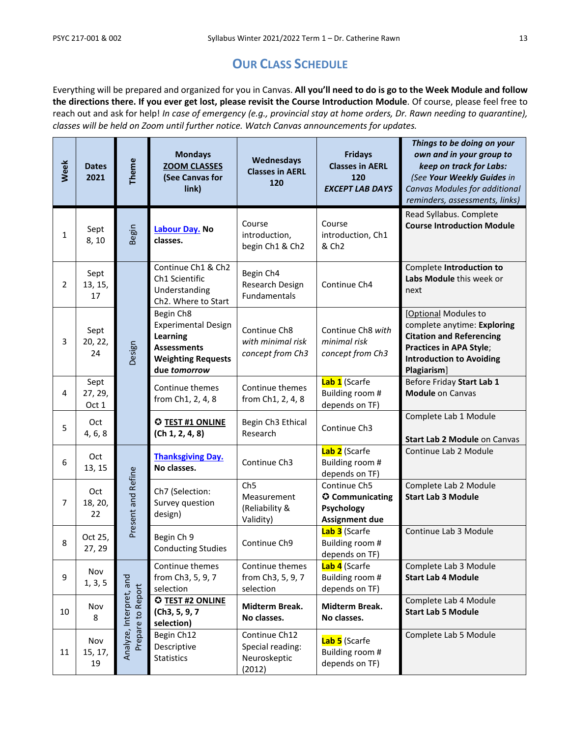## Our Class Schedule

Everything will be prepared and organized for you in Canvas. **All you'll need to do is go to the Week Module and follow the directions there. If you ever get lost, please revisit the Course Introduction Module**. Of course, please feel free to reach out and ask for help! *In case of emergency (e.g., provincial stay at home orders, Dr. Rawn needing to quarantine), classes will be held on Zoom until further notice. Watch Canvas announcements for updates.*

| Week | Dates 2021 | Theme | Mondays ZOOM CLASSES (See Canvas for link) | Wednesdays Classes in AERL 120 | Fridays Classes in AERL 120 *EXCEPT LAB DAYS* | ***Things to be doing on your own and in your group to keep on track for Labs:*** *(See **Your Weekly Guides** in Canvas Modules for additional reminders, assessments, links)* |
|---|---|---|---|---|---|---|
| 1 | Sept 8, 10 | Begin | Labour Day. **No classes.** | Course introduction, begin Ch1 & Ch2 | Course introduction, Ch1 & Ch2 | Read Syllabus. Complete **Course Introduction Module** |
| 2 | Sept 13, 15, 17 | Design | Continue Ch1 & Ch2 Ch1 Scientific Understanding Ch2. Where to Start | Begin Ch4 Research Design Fundamentals | Continue Ch4 | Complete **Introduction to Labs Module** this week or next |
| 3 | Sept 20, 22, 24 | Design | Begin Ch8 Experimental Design **Learning Assessments Weighting Requests due *tomorrow*** | Continue Ch8 *with minimal risk concept from Ch3* | Continue Ch8 *with minimal risk concept from Ch3* | [Optional Modules to complete anytime: **Exploring Citation and Referencing Practices in APA Style**; **Introduction to Avoiding Plagiarism**] |
| 4 | Sept 27, 29, Oct 1 | Design | Continue themes from Ch1, 2, 4, 8 | Continue themes from Ch1, 2, 4, 8 | **Lab 1** (Scarfe Building room # depends on TF) | Before Friday **Start Lab 1 Module** on Canvas |
| 5 | Oct 4, 6, 8 | Design | ✪ **TEST #1 ONLINE (Ch 1, 2, 4, 8)** | Begin Ch3 Ethical Research | Continue Ch3 | Complete Lab 1 Module **Start Lab 2 Module** on Canvas |
| 6 | Oct 13, 15 | Present and Refine | **Thanksgiving Day.** **No classes.** | Continue Ch3 | **Lab 2** (Scarfe Building room # depends on TF) | Continue Lab 2 Module |
| 7 | Oct 18, 20, 22 | Present and Refine | Ch7 (Selection: Survey question design) | Ch5 Measurement (Reliability & Validity) | Continue Ch5 ✪ **Communicating Psychology Assignment due** | Complete Lab 2 Module **Start Lab 3 Module** |
| 8 | Oct 25, 27, 29 | Present and Refine | Begin Ch 9 Conducting Studies | Continue Ch9 | **Lab 3** (Scarfe Building room # depends on TF) | Continue Lab 3 Module |
| 9 | Nov 1, 3, 5 | Analyze, Interpret, and Prepare to Report | Continue themes from Ch3, 5, 9, 7 selection | Continue themes from Ch3, 5, 9, 7 selection | **Lab 4** (Scarfe Building room # depends on TF) | Complete Lab 3 Module **Start Lab 4 Module** |
| 10 | Nov 8 | Analyze, Interpret, and Prepare to Report | ✪ **TEST #2 ONLINE (Ch3, 5, 9, 7 selection)** | **Midterm Break. No classes.** | **Midterm Break. No classes.** | Complete Lab 4 Module **Start Lab 5 Module** |
| 11 | Nov 15, 17, 19 | Analyze, Interpret, and Prepare to Report | Begin Ch12 Descriptive Statistics | Continue Ch12 Special reading: Neuroskeptic (2012) | **Lab 5** (Scarfe Building room # depends on TF) | Complete Lab 5 Module |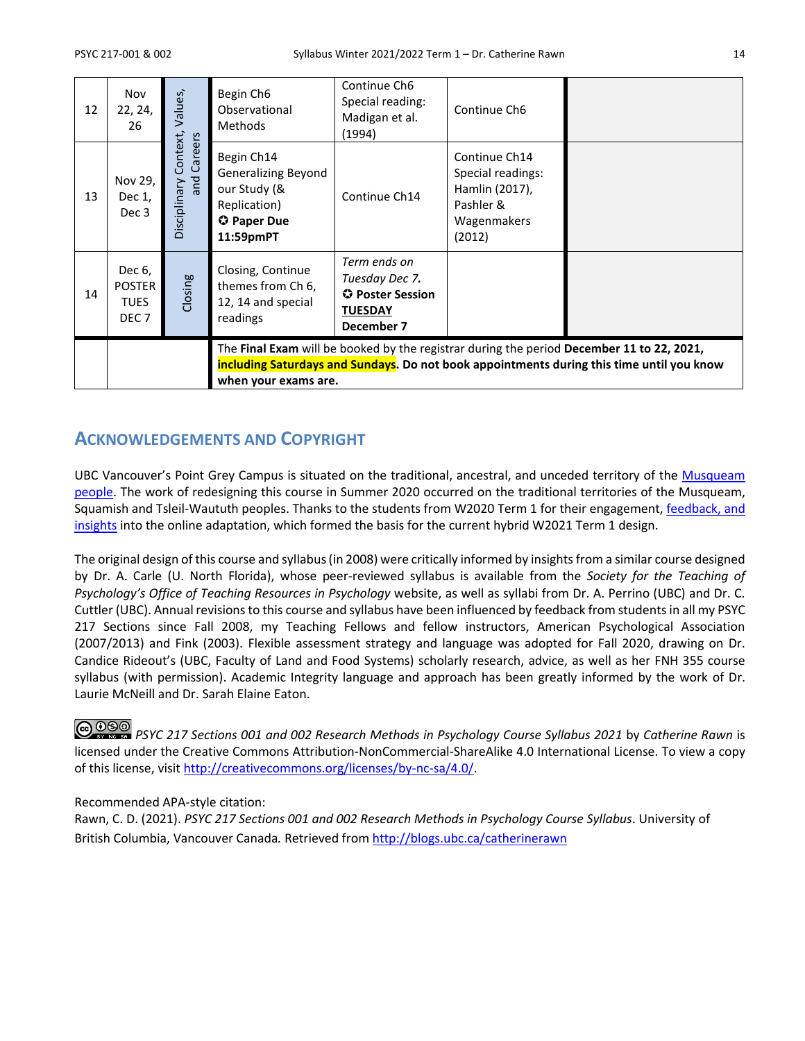| 12 | Nov 22, 24, 26 | Disciplinary Context, Values, and Careers | Begin Ch6 Observational Methods | Continue Ch6 Special reading: Madigan et al. (1994) | Continue Ch6 | |
|---|---|---|---|---|---|---|
| 13 | Nov 29, Dec 1, Dec 3 | | Begin Ch14 Generalizing Beyond our Study (& Replication) ✪ **Paper Due 11:59pmPT** | Continue Ch14 | Continue Ch14 Special readings: Hamlin (2017), Pashler & Wagenmakers (2012) | |
| 14 | Dec 6, POSTER TUES DEC 7 | Closing | Closing, Continue themes from Ch 6, 12, 14 and special readings | *Term ends on Tuesday Dec 7.* ✪ **Poster Session TUESDAY December 7** | | |
| | | | The **Final Exam** will be booked by the registrar during the period **December 11 to 22, 2021, including Saturdays and Sundays. Do not book appointments during this time until you know when your exams are.** | | | |

## Acknowledgements and Copyright

UBC Vancouver's Point Grey Campus is situated on the traditional, ancestral, and unceded territory of the Musqueam people. The work of redesigning this course in Summer 2020 occurred on the traditional territories of the Musqueam, Squamish and Tsleil-Waututh peoples. Thanks to the students from W2020 Term 1 for their engagement, feedback, and insights into the online adaptation, which formed the basis for the current hybrid W2021 Term 1 design.

The original design of this course and syllabus (in 2008) were critically informed by insights from a similar course designed by Dr. A. Carle (U. North Florida), whose peer-reviewed syllabus is available from the *Society for the Teaching of Psychology's Office of Teaching Resources in Psychology* website, as well as syllabi from Dr. A. Perrino (UBC) and Dr. C. Cuttler (UBC). Annual revisions to this course and syllabus have been influenced by feedback from students in all my PSYC 217 Sections since Fall 2008, my Teaching Fellows and fellow instructors, American Psychological Association (2007/2013) and Fink (2003). Flexible assessment strategy and language was adopted for Fall 2020, drawing on Dr. Candice Rideout's (UBC, Faculty of Land and Food Systems) scholarly research, advice, as well as her FNH 355 course syllabus (with permission). Academic Integrity language and approach has been greatly informed by the work of Dr. Laurie McNeill and Dr. Sarah Elaine Eaton.

*PSYC 217 Sections 001 and 002 Research Methods in Psychology Course Syllabus 2021* by *Catherine Rawn* is licensed under the Creative Commons Attribution-NonCommercial-ShareAlike 4.0 International License. To view a copy of this license, visit http://creativecommons.org/licenses/by-nc-sa/4.0/.

Recommended APA-style citation:
Rawn, C. D. (2021). *PSYC 217 Sections 001 and 002 Research Methods in Psychology Course Syllabus*. University of British Columbia, Vancouver Canada*.* Retrieved from http://blogs.ubc.ca/catherinerawn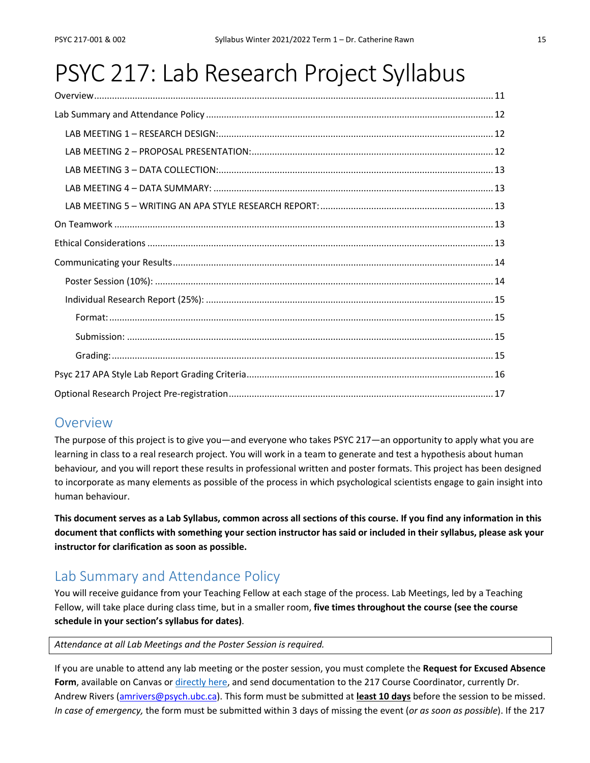# PSYC 217: Lab Research Project Syllabus

Overview........................................................................................................................................ 11

Lab Summary and Attendance Policy ............................................................................................. 12

LAB MEETING 1 – RESEARCH DESIGN:.......................................................................................... 12

LAB MEETING 2 – PROPOSAL PRESENTATION:............................................................................. 12

LAB MEETING 3 – DATA COLLECTION:.......................................................................................... 13

LAB MEETING 4 – DATA SUMMARY: ............................................................................................ 13

LAB MEETING 5 – WRITING AN APA STYLE RESEARCH REPORT:................................................... 13

On Teamwork ................................................................................................................................ 13

Ethical Considerations ................................................................................................................... 13

Communicating your Results.......................................................................................................... 14

Poster Session (10%): ................................................................................................................. 14

Individual Research Report (25%): .............................................................................................. 15

Format:.................................................................................................................................... 15

Submission: ............................................................................................................................. 15

Grading:................................................................................................................................... 15

Psyc 217 APA Style Lab Report Grading Criteria............................................................................... 16

Optional Research Project Pre-registration...................................................................................... 17

## Overview

The purpose of this project is to give you—and everyone who takes PSYC 217—an opportunity to apply what you are learning in class to a real research project. You will work in a team to generate and test a hypothesis about human behaviour*,* and you will report these results in professional written and poster formats. This project has been designed to incorporate as many elements as possible of the process in which psychological scientists engage to gain insight into human behaviour.

**This document serves as a Lab Syllabus, common across all sections of this course. If you find any information in this document that conflicts with something your section instructor has said or included in their syllabus, please ask your instructor for clarification as soon as possible.**

## Lab Summary and Attendance Policy

You will receive guidance from your Teaching Fellow at each stage of the process. Lab Meetings, led by a Teaching Fellow, will take place during class time, but in a smaller room, **five times throughout the course (see the course schedule in your section's syllabus for dates)**.

*Attendance at all Lab Meetings and the Poster Session is required.*

If you are unable to attend any lab meeting or the poster session, you must complete the **Request for Excused Absence Form**, available on Canvas or directly here, and send documentation to the 217 Course Coordinator, currently Dr. Andrew Rivers (amrivers@psych.ubc.ca). This form must be submitted at **least 10 days** before the session to be missed. *In case of emergency,* the form must be submitted within 3 days of missing the event (*or as soon as possible*). If the 217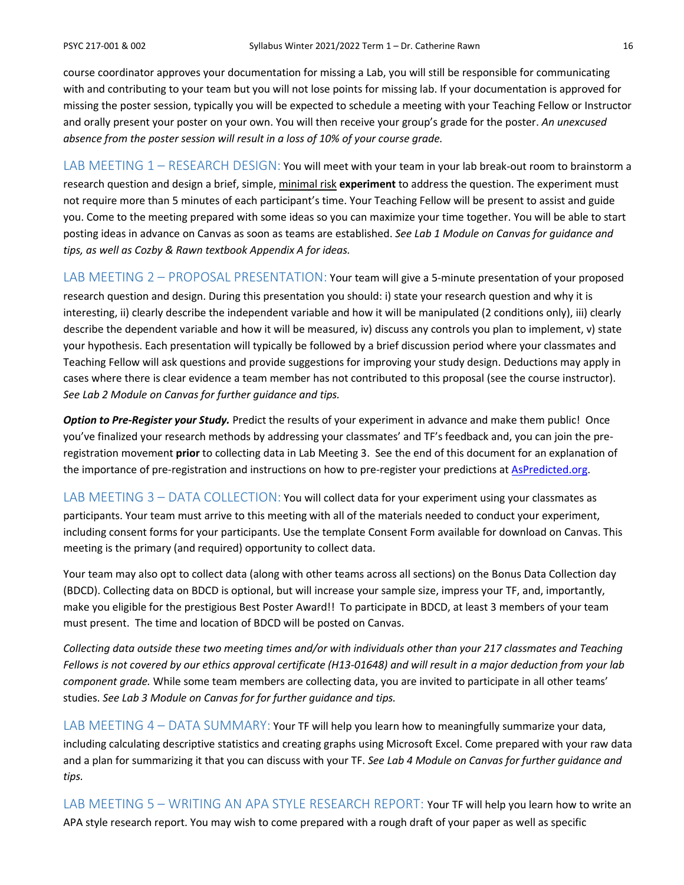course coordinator approves your documentation for missing a Lab, you will still be responsible for communicating with and contributing to your team but you will not lose points for missing lab. If your documentation is approved for missing the poster session, typically you will be expected to schedule a meeting with your Teaching Fellow or Instructor and orally present your poster on your own. You will then receive your group's grade for the poster. *An unexcused absence from the poster session will result in a loss of 10% of your course grade.*

LAB MEETING 1 – RESEARCH DESIGN: You will meet with your team in your lab break-out room to brainstorm a research question and design a brief, simple, minimal risk **experiment** to address the question. The experiment must not require more than 5 minutes of each participant's time. Your Teaching Fellow will be present to assist and guide you. Come to the meeting prepared with some ideas so you can maximize your time together. You will be able to start posting ideas in advance on Canvas as soon as teams are established. *See Lab 1 Module on Canvas for guidance and tips, as well as Cozby & Rawn textbook Appendix A for ideas.*

LAB MEETING 2 – PROPOSAL PRESENTATION: Your team will give a 5-minute presentation of your proposed research question and design. During this presentation you should: i) state your research question and why it is interesting, ii) clearly describe the independent variable and how it will be manipulated (2 conditions only), iii) clearly describe the dependent variable and how it will be measured, iv) discuss any controls you plan to implement, v) state your hypothesis. Each presentation will typically be followed by a brief discussion period where your classmates and Teaching Fellow will ask questions and provide suggestions for improving your study design. Deductions may apply in cases where there is clear evidence a team member has not contributed to this proposal (see the course instructor). *See Lab 2 Module on Canvas for further guidance and tips.*

***Option to Pre-Register your Study.*** Predict the results of your experiment in advance and make them public! Once you've finalized your research methods by addressing your classmates' and TF's feedback and, you can join the pre-registration movement **prior** to collecting data in Lab Meeting 3. See the end of this document for an explanation of the importance of pre-registration and instructions on how to pre-register your predictions at AsPredicted.org.

LAB MEETING 3 – DATA COLLECTION: You will collect data for your experiment using your classmates as participants. Your team must arrive to this meeting with all of the materials needed to conduct your experiment, including consent forms for your participants. Use the template Consent Form available for download on Canvas. This meeting is the primary (and required) opportunity to collect data.

Your team may also opt to collect data (along with other teams across all sections) on the Bonus Data Collection day (BDCD). Collecting data on BDCD is optional, but will increase your sample size, impress your TF, and, importantly, make you eligible for the prestigious Best Poster Award!! To participate in BDCD, at least 3 members of your team must present. The time and location of BDCD will be posted on Canvas.

*Collecting data outside these two meeting times and/or with individuals other than your 217 classmates and Teaching Fellows is not covered by our ethics approval certificate (H13-01648) and will result in a major deduction from your lab component grade.* While some team members are collecting data, you are invited to participate in all other teams' studies. *See Lab 3 Module on Canvas for for further guidance and tips.*

LAB MEETING 4 – DATA SUMMARY: Your TF will help you learn how to meaningfully summarize your data, including calculating descriptive statistics and creating graphs using Microsoft Excel. Come prepared with your raw data and a plan for summarizing it that you can discuss with your TF. *See Lab 4 Module on Canvas for further guidance and tips.*

LAB MEETING 5 – WRITING AN APA STYLE RESEARCH REPORT: Your TF will help you learn how to write an APA style research report. You may wish to come prepared with a rough draft of your paper as well as specific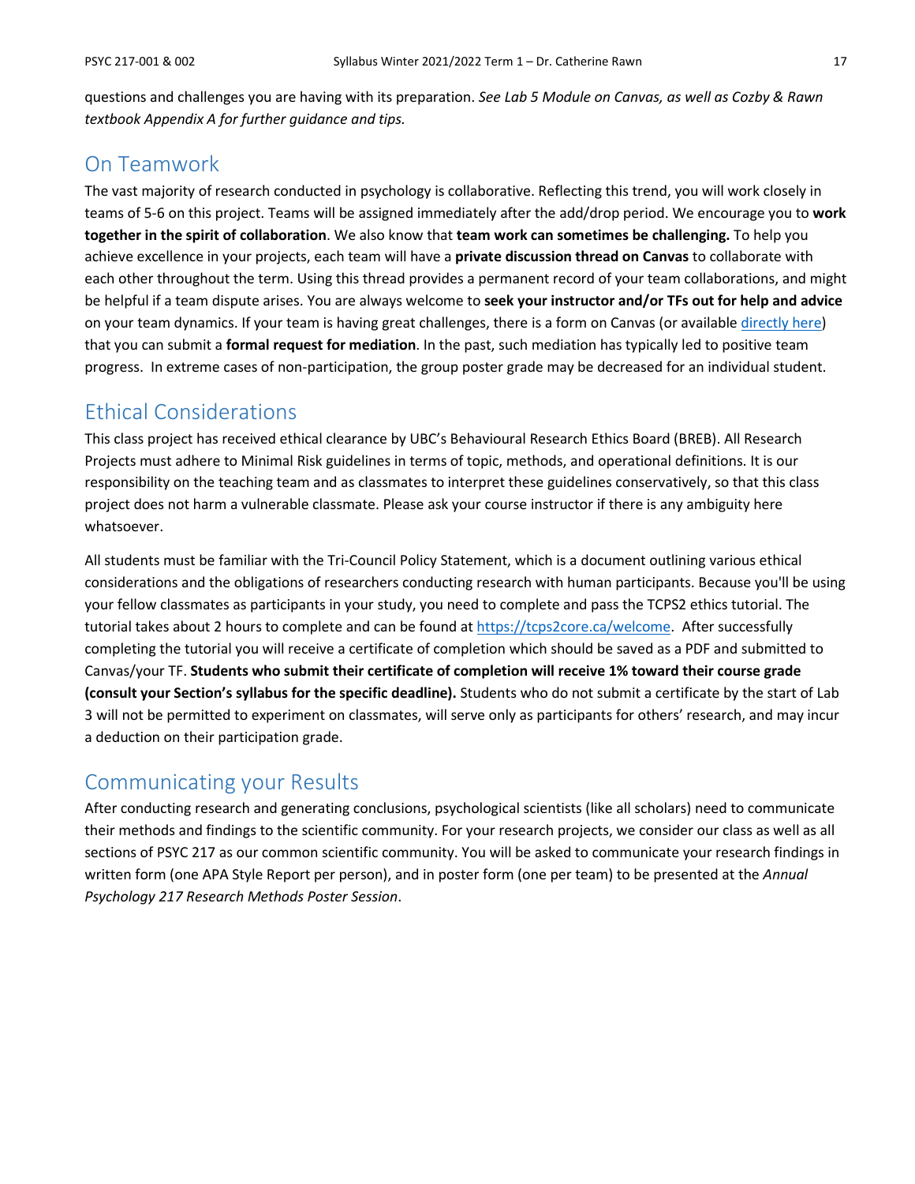questions and challenges you are having with its preparation. *See Lab 5 Module on Canvas, as well as Cozby & Rawn textbook Appendix A for further guidance and tips.*

## On Teamwork

The vast majority of research conducted in psychology is collaborative. Reflecting this trend, you will work closely in teams of 5-6 on this project. Teams will be assigned immediately after the add/drop period. We encourage you to **work together in the spirit of collaboration**. We also know that **team work can sometimes be challenging.** To help you achieve excellence in your projects, each team will have a **private discussion thread on Canvas** to collaborate with each other throughout the term. Using this thread provides a permanent record of your team collaborations, and might be helpful if a team dispute arises. You are always welcome to **seek your instructor and/or TFs out for help and advice** on your team dynamics. If your team is having great challenges, there is a form on Canvas (or available directly here) that you can submit a **formal request for mediation**. In the past, such mediation has typically led to positive team progress. In extreme cases of non-participation, the group poster grade may be decreased for an individual student.

## Ethical Considerations

This class project has received ethical clearance by UBC's Behavioural Research Ethics Board (BREB). All Research Projects must adhere to Minimal Risk guidelines in terms of topic, methods, and operational definitions. It is our responsibility on the teaching team and as classmates to interpret these guidelines conservatively, so that this class project does not harm a vulnerable classmate. Please ask your course instructor if there is any ambiguity here whatsoever.

All students must be familiar with the Tri-Council Policy Statement, which is a document outlining various ethical considerations and the obligations of researchers conducting research with human participants. Because you'll be using your fellow classmates as participants in your study, you need to complete and pass the TCPS2 ethics tutorial. The tutorial takes about 2 hours to complete and can be found at https://tcps2core.ca/welcome. After successfully completing the tutorial you will receive a certificate of completion which should be saved as a PDF and submitted to Canvas/your TF. **Students who submit their certificate of completion will receive 1% toward their course grade (consult your Section's syllabus for the specific deadline).** Students who do not submit a certificate by the start of Lab 3 will not be permitted to experiment on classmates, will serve only as participants for others' research, and may incur a deduction on their participation grade.

## Communicating your Results

After conducting research and generating conclusions, psychological scientists (like all scholars) need to communicate their methods and findings to the scientific community. For your research projects, we consider our class as well as all sections of PSYC 217 as our common scientific community. You will be asked to communicate your research findings in written form (one APA Style Report per person), and in poster form (one per team) to be presented at the *Annual Psychology 217 Research Methods Poster Session*.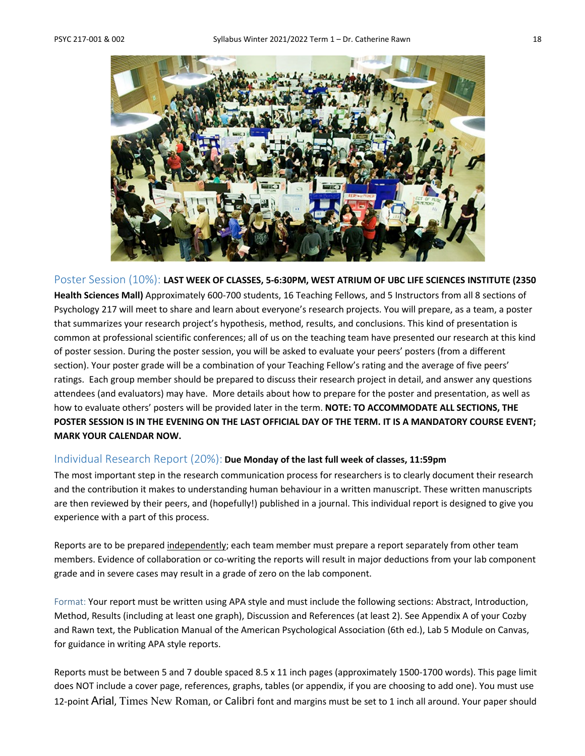## Poster Session (10%): **LAST WEEK OF CLASSES, 5-6:30PM, WEST ATRIUM OF UBC LIFE SCIENCES INSTITUTE (2350 Health Sciences Mall)**

Approximately 600-700 students, 16 Teaching Fellows, and 5 Instructors from all 8 sections of Psychology 217 will meet to share and learn about everyone's research projects. You will prepare, as a team, a poster that summarizes your research project's hypothesis, method, results, and conclusions. This kind of presentation is common at professional scientific conferences; all of us on the teaching team have presented our research at this kind of poster session. During the poster session, you will be asked to evaluate your peers' posters (from a different section). Your poster grade will be a combination of your Teaching Fellow's rating and the average of five peers' ratings. Each group member should be prepared to discuss their research project in detail, and answer any questions attendees (and evaluators) may have. More details about how to prepare for the poster and presentation, as well as how to evaluate others' posters will be provided later in the term. **NOTE: TO ACCOMMODATE ALL SECTIONS, THE POSTER SESSION IS IN THE EVENING ON THE LAST OFFICIAL DAY OF THE TERM. IT IS A MANDATORY COURSE EVENT; MARK YOUR CALENDAR NOW.**

## Individual Research Report (20%): **Due Monday of the last full week of classes, 11:59pm**

The most important step in the research communication process for researchers is to clearly document their research and the contribution it makes to understanding human behaviour in a written manuscript. These written manuscripts are then reviewed by their peers, and (hopefully!) published in a journal. This individual report is designed to give you experience with a part of this process.

Reports are to be prepared independently; each team member must prepare a report separately from other team members. Evidence of collaboration or co-writing the reports will result in major deductions from your lab component grade and in severe cases may result in a grade of zero on the lab component.

Format: Your report must be written using APA style and must include the following sections: Abstract, Introduction, Method, Results (including at least one graph), Discussion and References (at least 2). See Appendix A of your Cozby and Rawn text, the Publication Manual of the American Psychological Association (6th ed.), Lab 5 Module on Canvas, for guidance in writing APA style reports.

Reports must be between 5 and 7 double spaced 8.5 x 11 inch pages (approximately 1500-1700 words). This page limit does NOT include a cover page, references, graphs, tables (or appendix, if you are choosing to add one). You must use 12-point Arial, Times New Roman, or Calibri font and margins must be set to 1 inch all around. Your paper should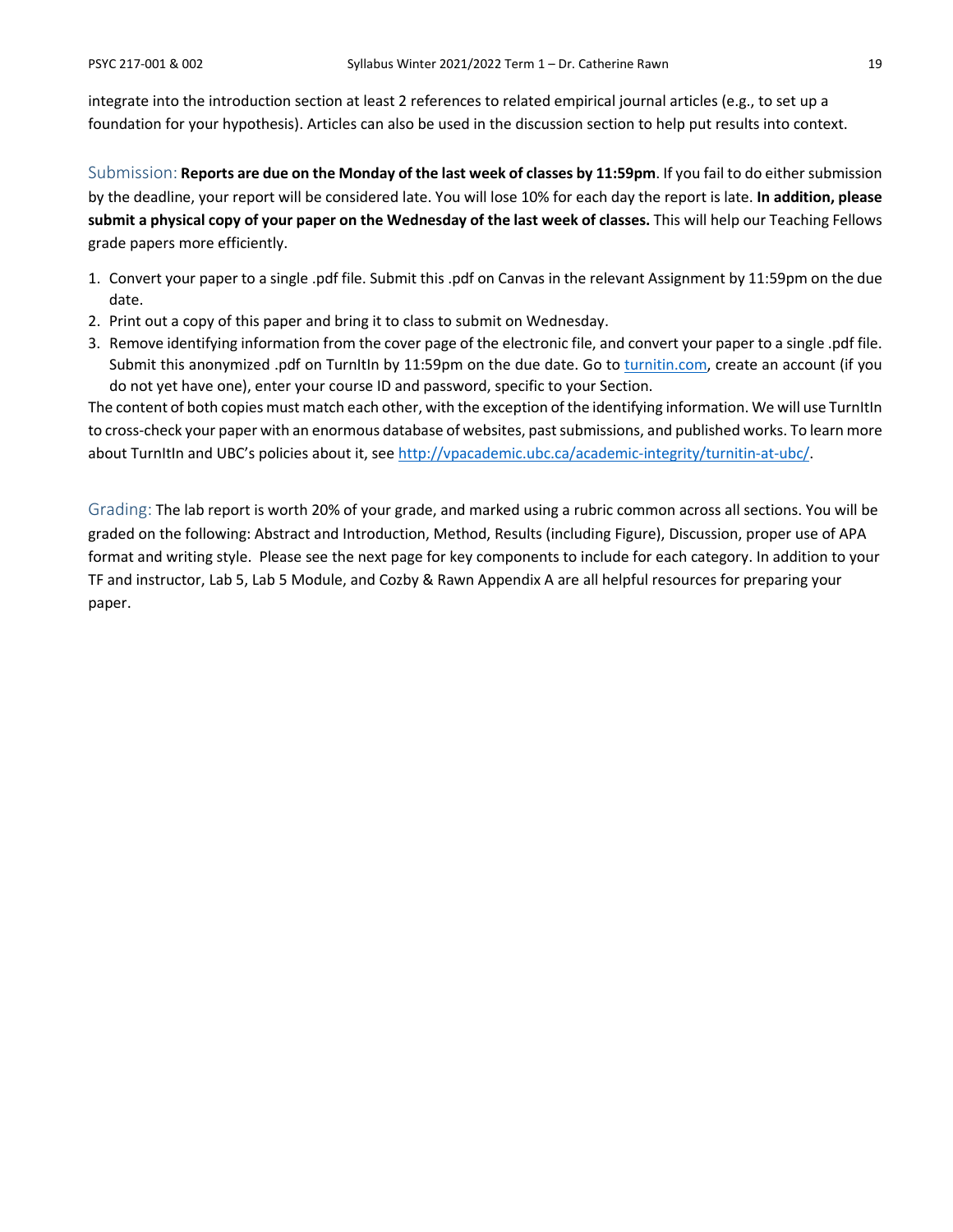integrate into the introduction section at least 2 references to related empirical journal articles (e.g., to set up a foundation for your hypothesis). Articles can also be used in the discussion section to help put results into context.

Submission: **Reports are due on the Monday of the last week of classes by 11:59pm**. If you fail to do either submission by the deadline, your report will be considered late. You will lose 10% for each day the report is late. **In addition, please submit a physical copy of your paper on the Wednesday of the last week of classes.** This will help our Teaching Fellows grade papers more efficiently.

1. Convert your paper to a single .pdf file. Submit this .pdf on Canvas in the relevant Assignment by 11:59pm on the due date.
2. Print out a copy of this paper and bring it to class to submit on Wednesday.
3. Remove identifying information from the cover page of the electronic file, and convert your paper to a single .pdf file. Submit this anonymized .pdf on TurnItIn by 11:59pm on the due date. Go to [turnitin.com](turnitin.com), create an account (if you do not yet have one), enter your course ID and password, specific to your Section.

The content of both copies must match each other, with the exception of the identifying information. We will use TurnItIn to cross-check your paper with an enormous database of websites, past submissions, and published works. To learn more about TurnItIn and UBC's policies about it, see [http://vpacademic.ubc.ca/academic-integrity/turnitin-at-ubc/](http://vpacademic.ubc.ca/academic-integrity/turnitin-at-ubc/).

Grading: The lab report is worth 20% of your grade, and marked using a rubric common across all sections. You will be graded on the following: Abstract and Introduction, Method, Results (including Figure), Discussion, proper use of APA format and writing style. Please see the next page for key components to include for each category. In addition to your TF and instructor, Lab 5, Lab 5 Module, and Cozby & Rawn Appendix A are all helpful resources for preparing your paper.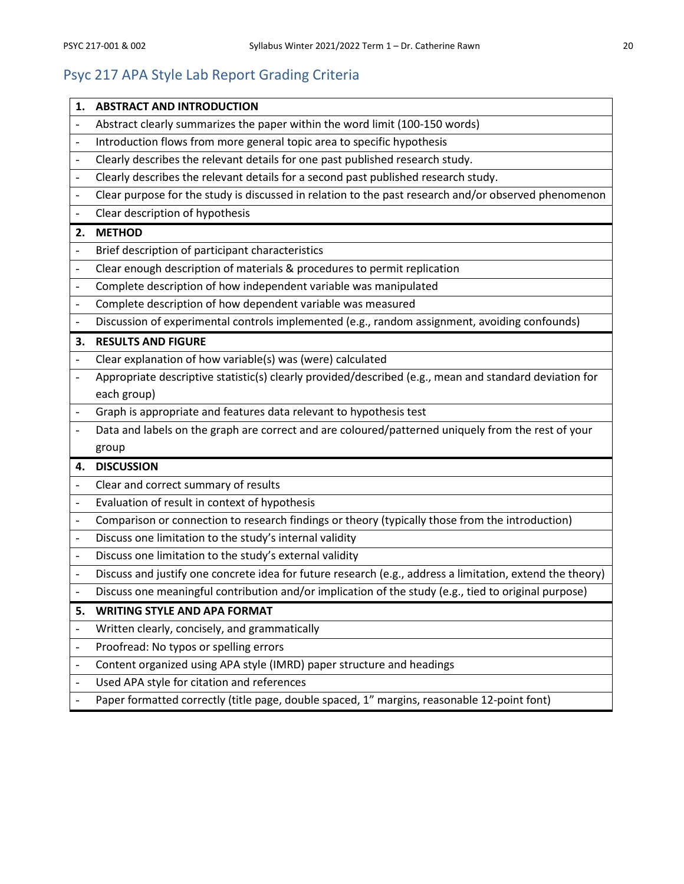## Psyc 217 APA Style Lab Report Grading Criteria

| | |
|---|---|
| **1.** | **ABSTRACT AND INTRODUCTION** |
| - | Abstract clearly summarizes the paper within the word limit (100-150 words) |
| - | Introduction flows from more general topic area to specific hypothesis |
| - | Clearly describes the relevant details for one past published research study. |
| - | Clearly describes the relevant details for a second past published research study. |
| - | Clear purpose for the study is discussed in relation to the past research and/or observed phenomenon |
| - | Clear description of hypothesis |
| **2.** | **METHOD** |
| - | Brief description of participant characteristics |
| - | Clear enough description of materials & procedures to permit replication |
| - | Complete description of how independent variable was manipulated |
| - | Complete description of how dependent variable was measured |
| - | Discussion of experimental controls implemented (e.g., random assignment, avoiding confounds) |
| **3.** | **RESULTS AND FIGURE** |
| - | Clear explanation of how variable(s) was (were) calculated |
| - | Appropriate descriptive statistic(s) clearly provided/described (e.g., mean and standard deviation for each group) |
| - | Graph is appropriate and features data relevant to hypothesis test |
| - | Data and labels on the graph are correct and are coloured/patterned uniquely from the rest of your group |
| **4.** | **DISCUSSION** |
| - | Clear and correct summary of results |
| - | Evaluation of result in context of hypothesis |
| - | Comparison or connection to research findings or theory (typically those from the introduction) |
| - | Discuss one limitation to the study's internal validity |
| - | Discuss one limitation to the study's external validity |
| - | Discuss and justify one concrete idea for future research (e.g., address a limitation, extend the theory) |
| - | Discuss one meaningful contribution and/or implication of the study (e.g., tied to original purpose) |
| **5.** | **WRITING STYLE AND APA FORMAT** |
| - | Written clearly, concisely, and grammatically |
| - | Proofread: No typos or spelling errors |
| - | Content organized using APA style (IMRD) paper structure and headings |
| - | Used APA style for citation and references |
| - | Paper formatted correctly (title page, double spaced, 1" margins, reasonable 12-point font) |